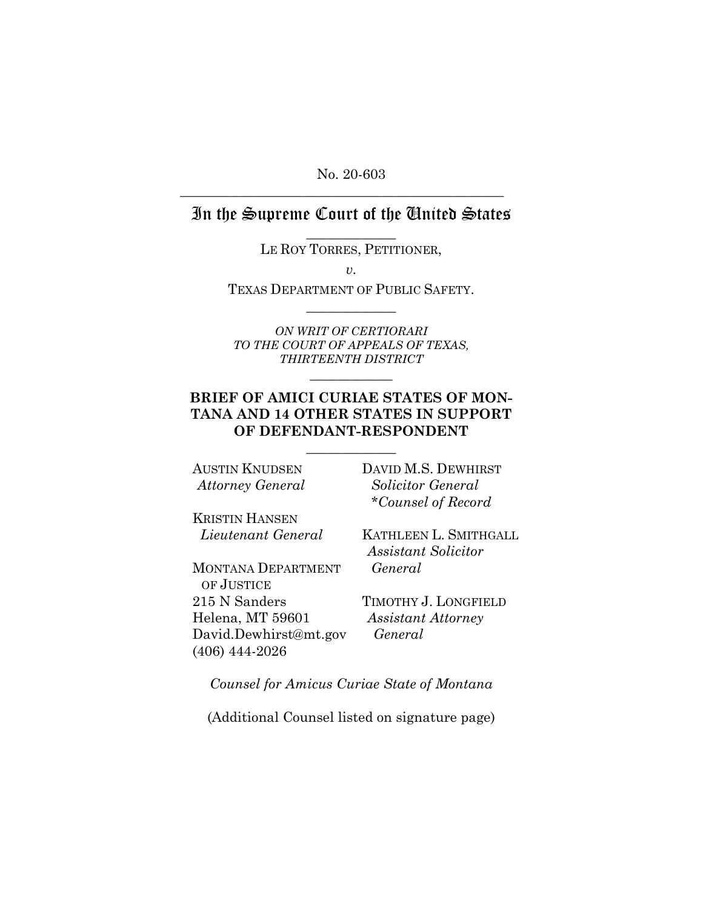No. 20-603

---

# In the Supreme Court of the United States

---

LE ROY TORRES, PETITIONER,

*v.*

TEXAS DEPARTMENT OF PUBLIC SAFETY.

---

*ON WRIT OF CERTIORARI TO THE COURT OF APPEALS OF TEXAS, THIRTEENTH DISTRICT*

---

**BRIEF OF AMICI CURIAE STATES OF MONTANA AND 14 OTHER STATES IN SUPPORT OF DEFENDANT-RESPONDENT**

---

AUSTIN KNUDSEN
*Attorney General*

KRISTIN HANSEN
*Lieutenant General*

MONTANA DEPARTMENT OF JUSTICE
215 N Sanders
Helena, MT 59601
David.Dewhirst@mt.gov
(406) 444-2026

DAVID M.S. DEWHIRST
*Solicitor General*
*\*Counsel of Record*

KATHLEEN L. SMITHGALL
*Assistant Solicitor General*

TIMOTHY J. LONGFIELD
*Assistant Attorney General*

*Counsel for Amicus Curiae State of Montana*

(Additional Counsel listed on signature page)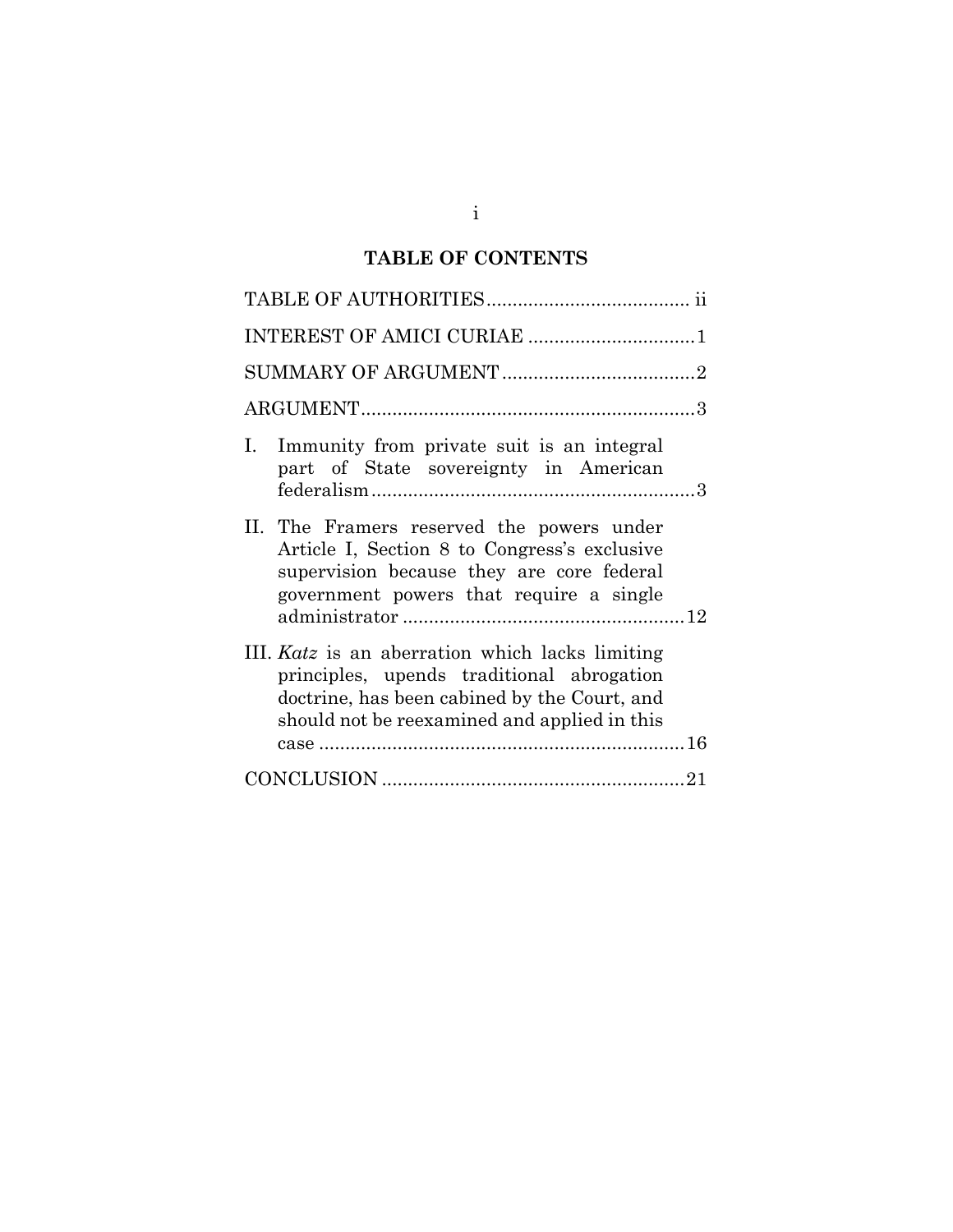## TABLE OF CONTENTS

| | |
|---|---|
| TABLE OF AUTHORITIES | ii |
| INTEREST OF AMICI CURIAE | 1 |
| SUMMARY OF ARGUMENT | 2 |
| ARGUMENT | 3 |
| I. Immunity from private suit is an integral part of State sovereignty in American federalism | 3 |
| II. The Framers reserved the powers under Article I, Section 8 to Congress's exclusive supervision because they are core federal government powers that require a single administrator | 12 |
| III. *Katz* is an aberration which lacks limiting principles, upends traditional abrogation doctrine, has been cabined by the Court, and should not be reexamined and applied in this case | 16 |
| CONCLUSION | 21 |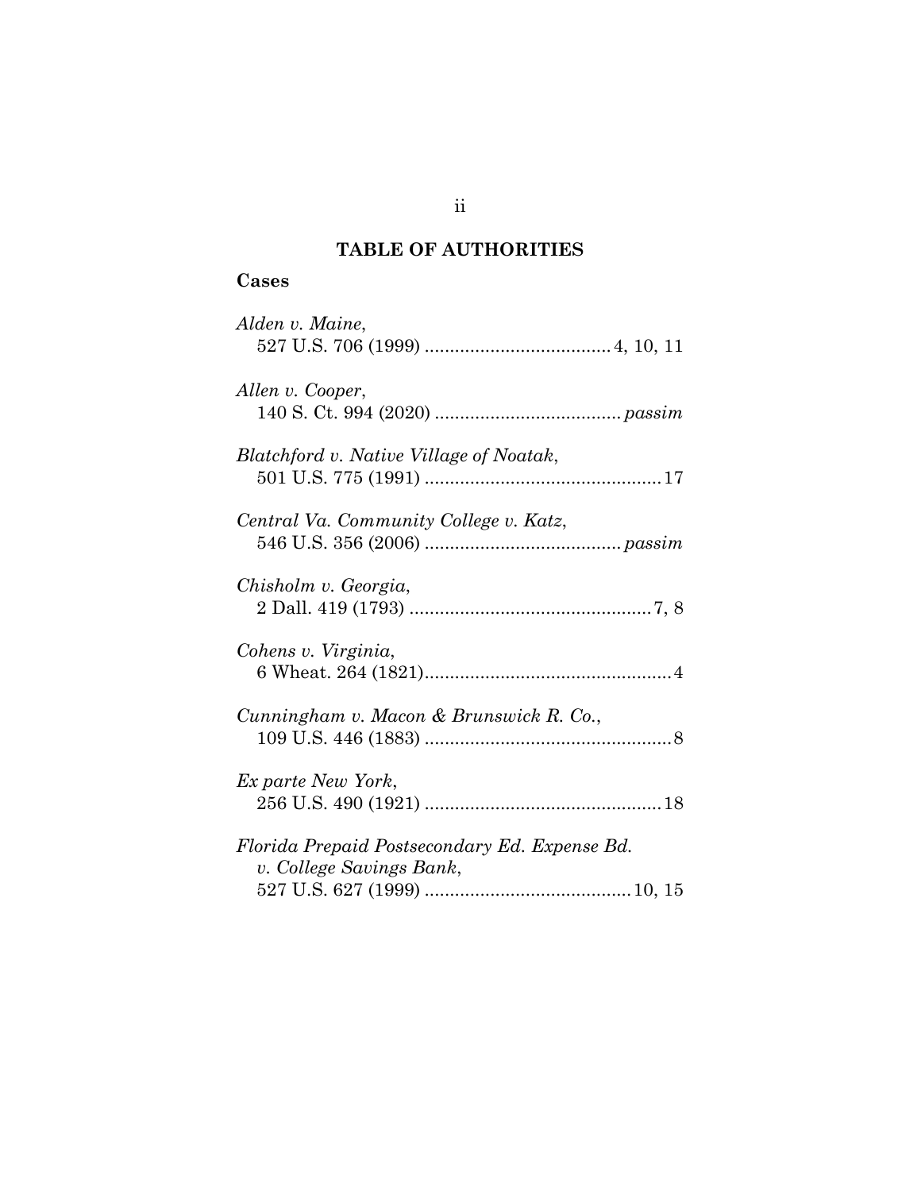## TABLE OF AUTHORITIES

### Cases

*Alden v. Maine*,
527 U.S. 706 (1999) .................................... 4, 10, 11

*Allen v. Cooper*,
140 S. Ct. 994 (2020) .................................... *passim*

*Blatchford v. Native Village of Noatak*,
501 U.S. 775 (1991) .............................................. 17

*Central Va. Community College v. Katz*,
546 U.S. 356 (2006) ...................................... *passim*

*Chisholm v. Georgia*,
2 Dall. 419 (1793) ............................................... 7, 8

*Cohens v. Virginia*,
6 Wheat. 264 (1821)................................................ 4

*Cunningham v. Macon & Brunswick R. Co.*,
109 U.S. 446 (1883) ................................................ 8

*Ex parte New York*,
256 U.S. 490 (1921) .............................................. 18

*Florida Prepaid Postsecondary Ed. Expense Bd. v. College Savings Bank*,
527 U.S. 627 (1999) ........................................ 10, 15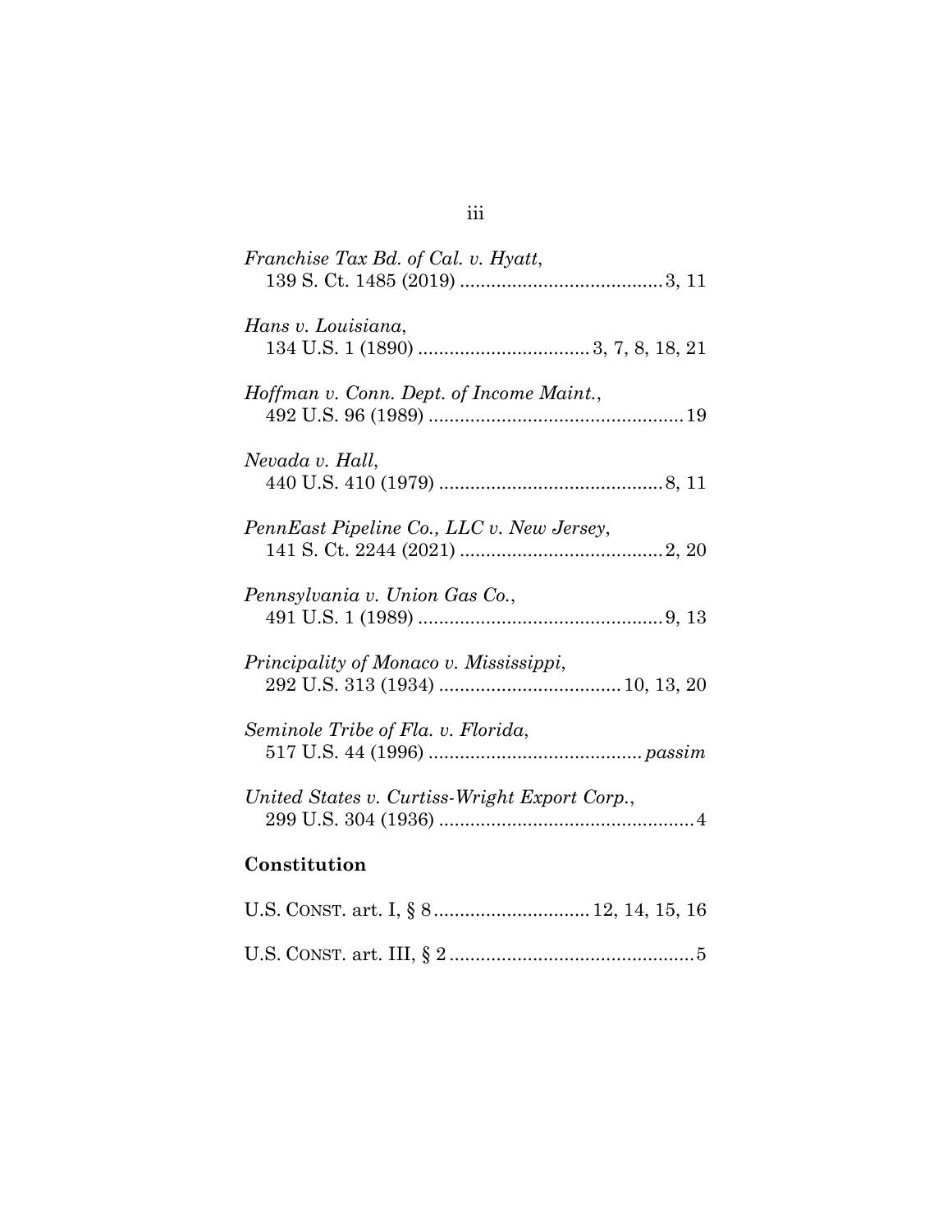*Franchise Tax Bd. of Cal. v. Hyatt*,
139 S. Ct. 1485 (2019) ....................................... 3, 11

*Hans v. Louisiana*,
134 U.S. 1 (1890) ................................ 3, 7, 8, 18, 21

*Hoffman v. Conn. Dept. of Income Maint.*,
492 U.S. 96 (1989) ................................................ 19

*Nevada v. Hall*,
440 U.S. 410 (1979) ........................................... 8, 11

*PennEast Pipeline Co., LLC v. New Jersey*,
141 S. Ct. 2244 (2021) ....................................... 2, 20

*Pennsylvania v. Union Gas Co.*,
491 U.S. 1 (1989) ............................................... 9, 13

*Principality of Monaco v. Mississippi*,
292 U.S. 313 (1934) .................................. 10, 13, 20

*Seminole Tribe of Fla. v. Florida*,
517 U.S. 44 (1996) ......................................... *passim*

*United States v. Curtiss-Wright Export Corp.*,
299 U.S. 304 (1936) ................................................. 4

**Constitution**

U.S. CONST. art. I, § 8 ............................. 12, 14, 15, 16

U.S. CONST. art. III, § 2 .............................................. 5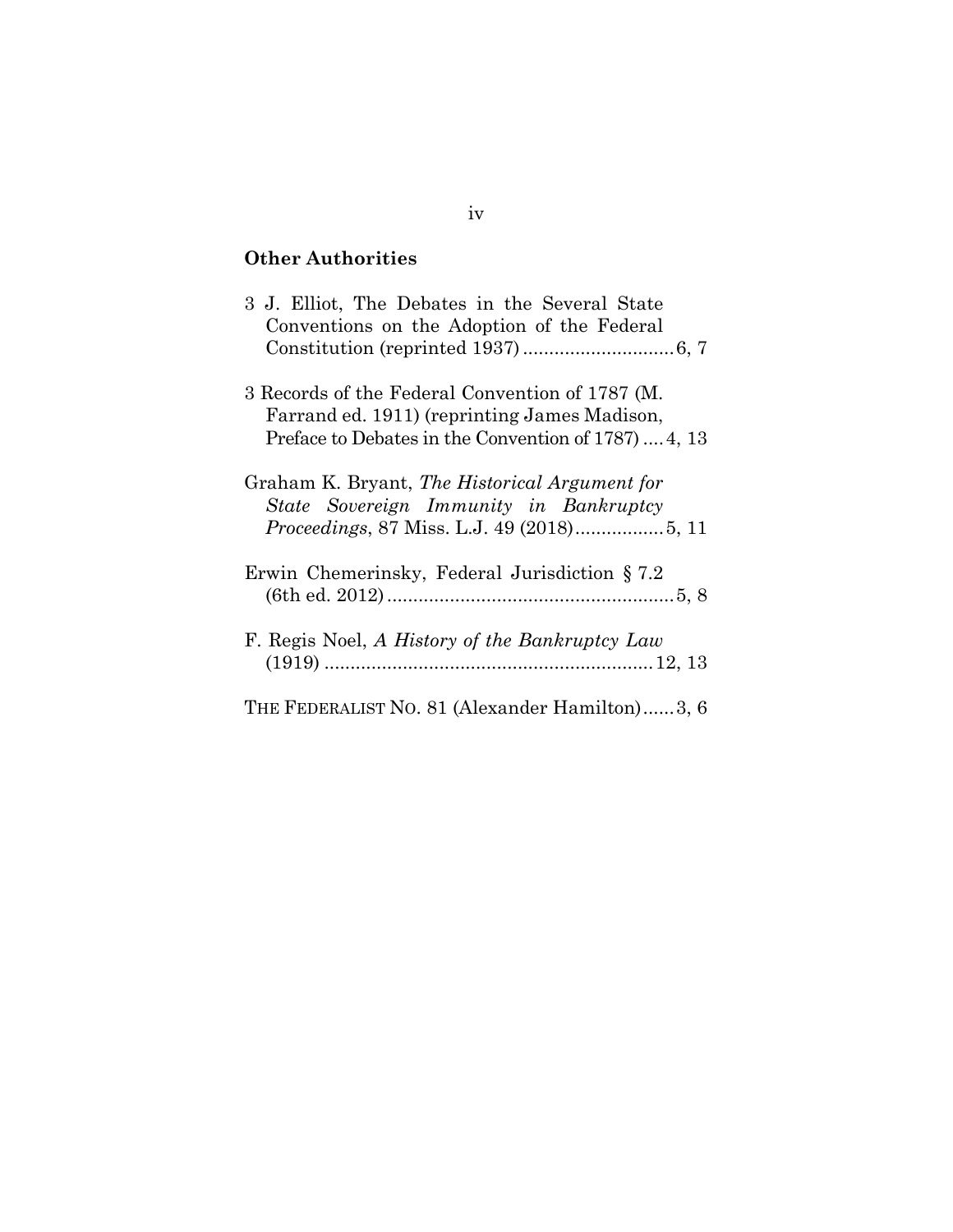## Other Authorities

3 J. Elliot, The Debates in the Several State Conventions on the Adoption of the Federal Constitution (reprinted 1937) .............................6, 7

3 Records of the Federal Convention of 1787 (M. Farrand ed. 1911) (reprinting James Madison, Preface to Debates in the Convention of 1787) ....4, 13

Graham K. Bryant, *The Historical Argument for State Sovereign Immunity in Bankruptcy Proceedings*, 87 Miss. L.J. 49 (2018).................5, 11

Erwin Chemerinsky, Federal Jurisdiction § 7.2 (6th ed. 2012) .......................................................5, 8

F. Regis Noel, *A History of the Bankruptcy Law* (1919) ...............................................................12, 13

THE FEDERALIST NO. 81 (Alexander Hamilton)......3, 6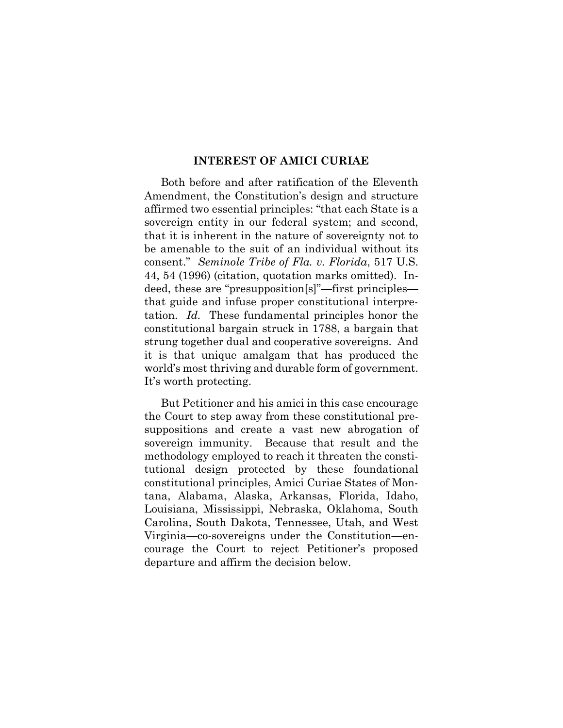## INTEREST OF AMICI CURIAE

Both before and after ratification of the Eleventh Amendment, the Constitution's design and structure affirmed two essential principles: "that each State is a sovereign entity in our federal system; and second, that it is inherent in the nature of sovereignty not to be amenable to the suit of an individual without its consent." *Seminole Tribe of Fla. v. Florida*, 517 U.S. 44, 54 (1996) (citation, quotation marks omitted). Indeed, these are "presupposition[s]"—first principles—that guide and infuse proper constitutional interpretation. *Id.* These fundamental principles honor the constitutional bargain struck in 1788, a bargain that strung together dual and cooperative sovereigns. And it is that unique amalgam that has produced the world's most thriving and durable form of government. It's worth protecting.

But Petitioner and his amici in this case encourage the Court to step away from these constitutional presuppositions and create a vast new abrogation of sovereign immunity. Because that result and the methodology employed to reach it threaten the constitutional design protected by these foundational constitutional principles, Amici Curiae States of Montana, Alabama, Alaska, Arkansas, Florida, Idaho, Louisiana, Mississippi, Nebraska, Oklahoma, South Carolina, South Dakota, Tennessee, Utah, and West Virginia—co-sovereigns under the Constitution—encourage the Court to reject Petitioner's proposed departure and affirm the decision below.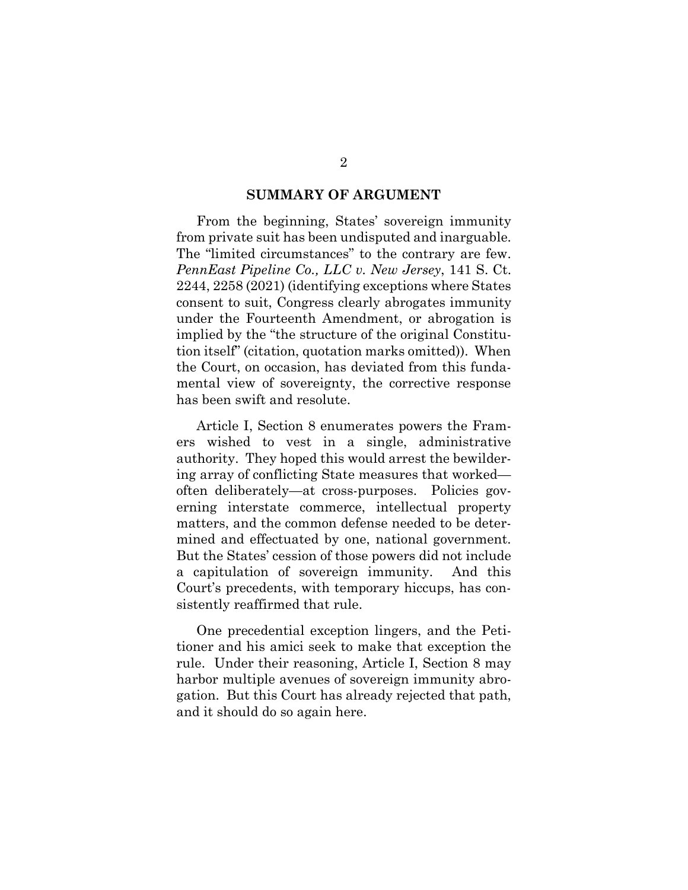## SUMMARY OF ARGUMENT

From the beginning, States' sovereign immunity from private suit has been undisputed and inarguable. The "limited circumstances" to the contrary are few. *PennEast Pipeline Co., LLC v. New Jersey*, 141 S. Ct. 2244, 2258 (2021) (identifying exceptions where States consent to suit, Congress clearly abrogates immunity under the Fourteenth Amendment, or abrogation is implied by the "the structure of the original Constitution itself" (citation, quotation marks omitted)). When the Court, on occasion, has deviated from this fundamental view of sovereignty, the corrective response has been swift and resolute.

Article I, Section 8 enumerates powers the Framers wished to vest in a single, administrative authority. They hoped this would arrest the bewildering array of conflicting State measures that worked—often deliberately—at cross-purposes. Policies governing interstate commerce, intellectual property matters, and the common defense needed to be determined and effectuated by one, national government. But the States' cession of those powers did not include a capitulation of sovereign immunity. And this Court's precedents, with temporary hiccups, has consistently reaffirmed that rule.

One precedential exception lingers, and the Petitioner and his amici seek to make that exception the rule. Under their reasoning, Article I, Section 8 may harbor multiple avenues of sovereign immunity abrogation. But this Court has already rejected that path, and it should do so again here.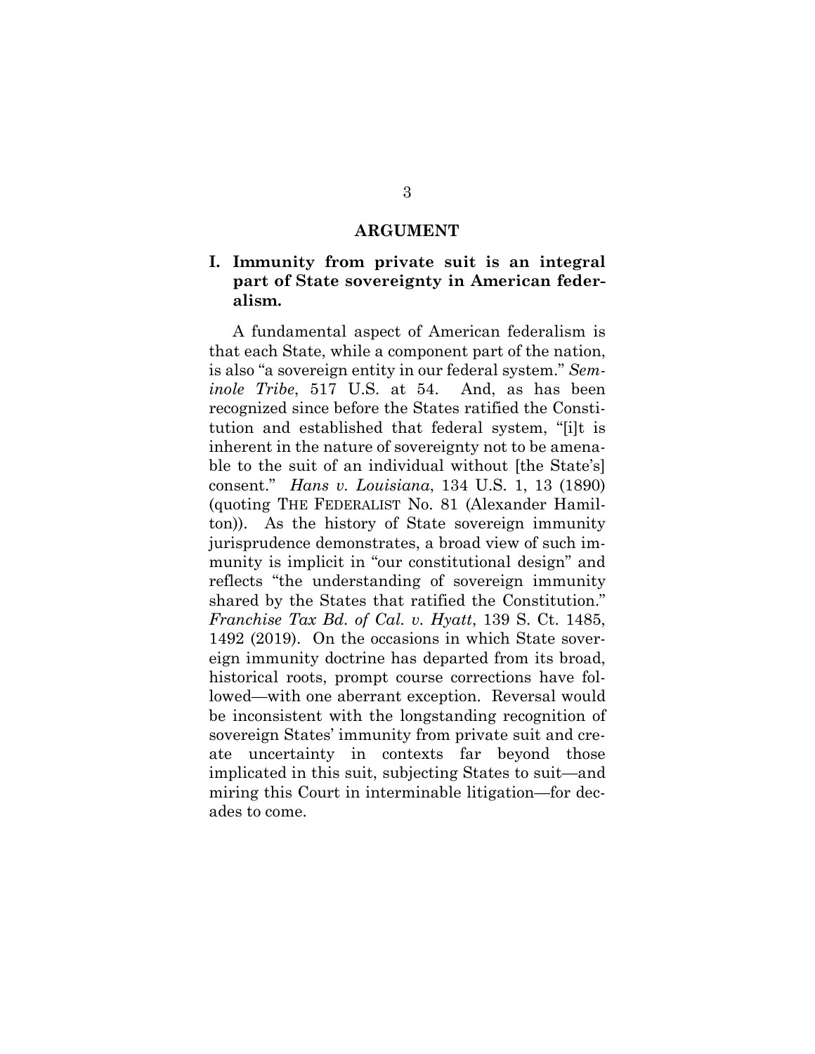# ARGUMENT

## I. Immunity from private suit is an integral part of State sovereignty in American federalism.

A fundamental aspect of American federalism is that each State, while a component part of the nation, is also "a sovereign entity in our federal system." *Seminole Tribe*, 517 U.S. at 54. And, as has been recognized since before the States ratified the Constitution and established that federal system, "[i]t is inherent in the nature of sovereignty not to be amenable to the suit of an individual without [the State's] consent." *Hans v. Louisiana*, 134 U.S. 1, 13 (1890) (quoting THE FEDERALIST No. 81 (Alexander Hamilton)). As the history of State sovereign immunity jurisprudence demonstrates, a broad view of such immunity is implicit in "our constitutional design" and reflects "the understanding of sovereign immunity shared by the States that ratified the Constitution." *Franchise Tax Bd. of Cal. v. Hyatt*, 139 S. Ct. 1485, 1492 (2019). On the occasions in which State sovereign immunity doctrine has departed from its broad, historical roots, prompt course corrections have followed—with one aberrant exception. Reversal would be inconsistent with the longstanding recognition of sovereign States' immunity from private suit and create uncertainty in contexts far beyond those implicated in this suit, subjecting States to suit—and miring this Court in interminable litigation—for decades to come.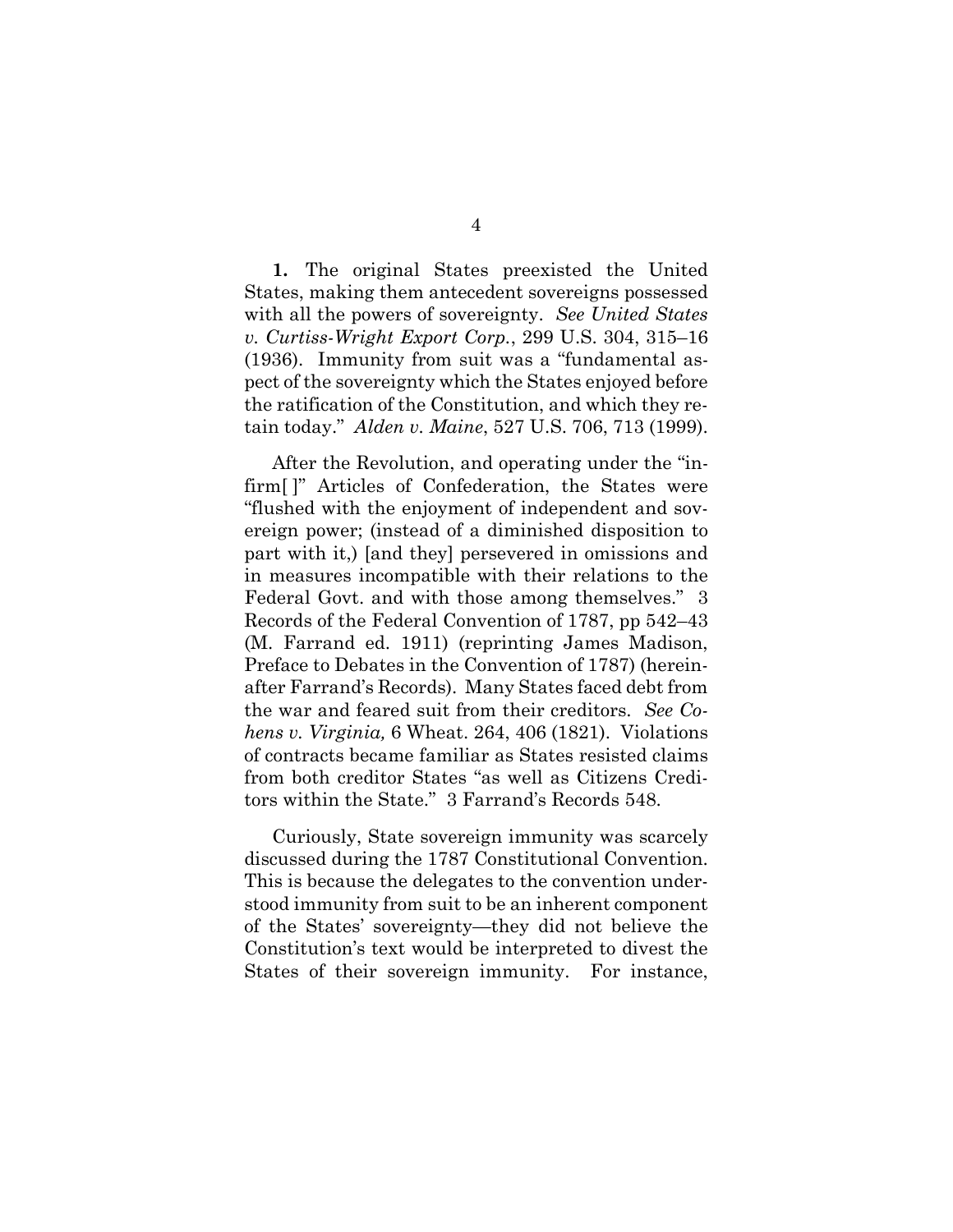**1.** The original States preexisted the United States, making them antecedent sovereigns possessed with all the powers of sovereignty. *See United States v. Curtiss-Wright Export Corp.*, 299 U.S. 304, 315–16 (1936). Immunity from suit was a "fundamental aspect of the sovereignty which the States enjoyed before the ratification of the Constitution, and which they retain today." *Alden v. Maine*, 527 U.S. 706, 713 (1999).

After the Revolution, and operating under the "infirm[ ]" Articles of Confederation, the States were "flushed with the enjoyment of independent and sovereign power; (instead of a diminished disposition to part with it,) [and they] persevered in omissions and in measures incompatible with their relations to the Federal Govt. and with those among themselves." 3 Records of the Federal Convention of 1787, pp 542–43 (M. Farrand ed. 1911) (reprinting James Madison, Preface to Debates in the Convention of 1787) (hereinafter Farrand's Records). Many States faced debt from the war and feared suit from their creditors. *See Cohens v. Virginia,* 6 Wheat. 264, 406 (1821). Violations of contracts became familiar as States resisted claims from both creditor States "as well as Citizens Creditors within the State." 3 Farrand's Records 548.

Curiously, State sovereign immunity was scarcely discussed during the 1787 Constitutional Convention. This is because the delegates to the convention understood immunity from suit to be an inherent component of the States' sovereignty—they did not believe the Constitution's text would be interpreted to divest the States of their sovereign immunity. For instance,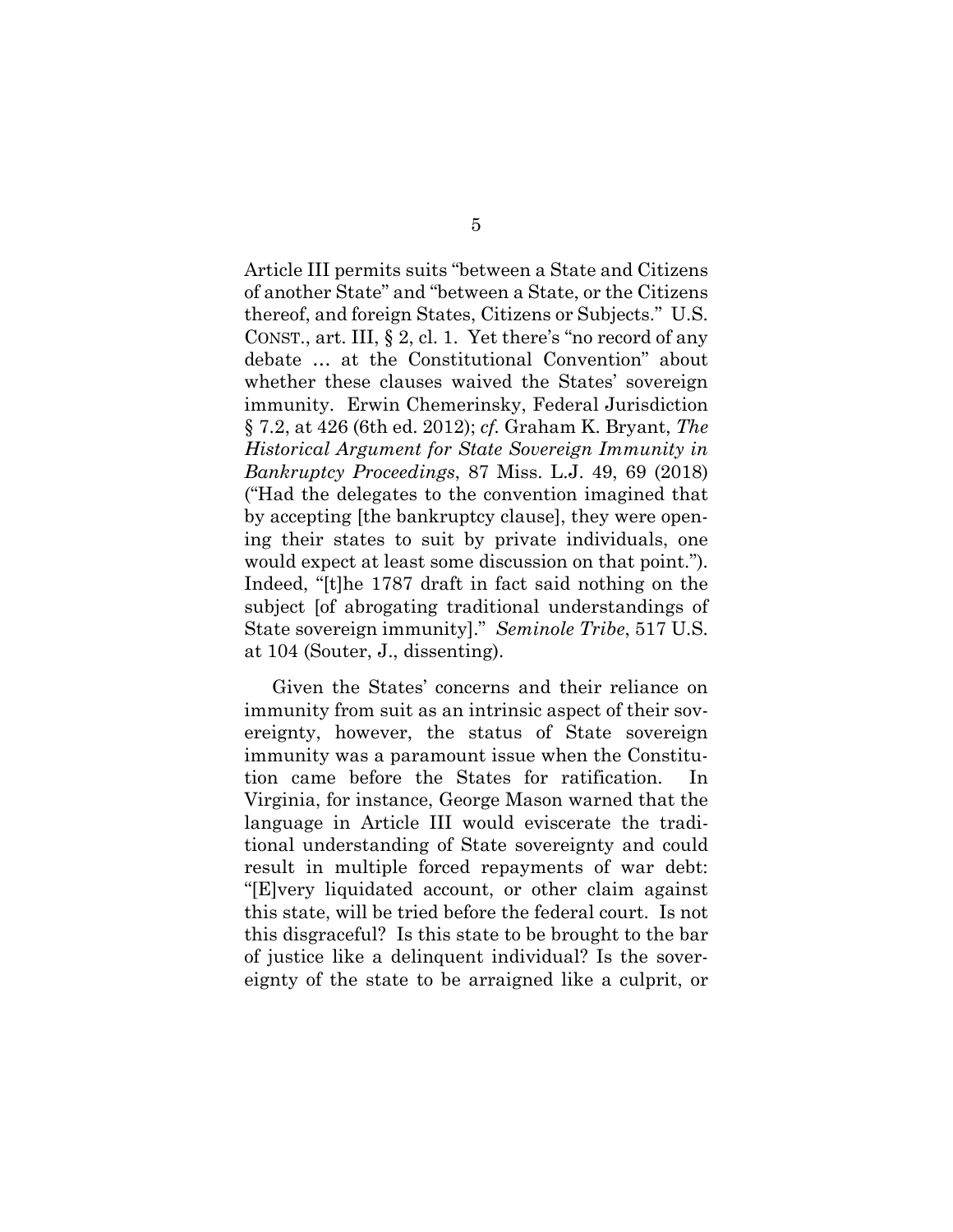Article III permits suits "between a State and Citizens of another State" and "between a State, or the Citizens thereof, and foreign States, Citizens or Subjects." U.S. CONST., art. III, § 2, cl. 1. Yet there's "no record of any debate … at the Constitutional Convention" about whether these clauses waived the States' sovereign immunity. Erwin Chemerinsky, Federal Jurisdiction § 7.2, at 426 (6th ed. 2012); *cf.* Graham K. Bryant, *The Historical Argument for State Sovereign Immunity in Bankruptcy Proceedings*, 87 Miss. L.J. 49, 69 (2018) ("Had the delegates to the convention imagined that by accepting [the bankruptcy clause], they were opening their states to suit by private individuals, one would expect at least some discussion on that point."). Indeed, "[t]he 1787 draft in fact said nothing on the subject [of abrogating traditional understandings of State sovereign immunity]." *Seminole Tribe*, 517 U.S. at 104 (Souter, J., dissenting).

Given the States' concerns and their reliance on immunity from suit as an intrinsic aspect of their sovereignty, however, the status of State sovereign immunity was a paramount issue when the Constitution came before the States for ratification. In Virginia, for instance, George Mason warned that the language in Article III would eviscerate the traditional understanding of State sovereignty and could result in multiple forced repayments of war debt: "[E]very liquidated account, or other claim against this state, will be tried before the federal court. Is not this disgraceful? Is this state to be brought to the bar of justice like a delinquent individual? Is the sovereignty of the state to be arraigned like a culprit, or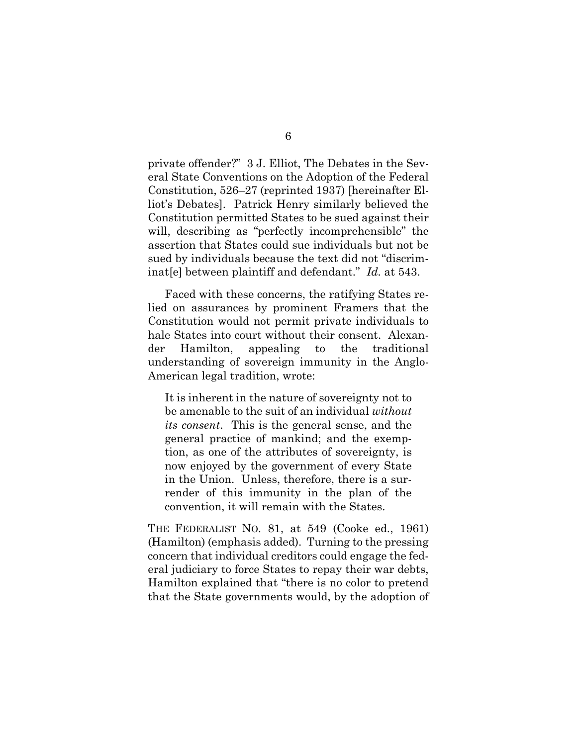private offender?" 3 J. Elliot, The Debates in the Several State Conventions on the Adoption of the Federal Constitution, 526–27 (reprinted 1937) [hereinafter Elliot's Debates]. Patrick Henry similarly believed the Constitution permitted States to be sued against their will, describing as "perfectly incomprehensible" the assertion that States could sue individuals but not be sued by individuals because the text did not "discriminat[e] between plaintiff and defendant." *Id.* at 543.

Faced with these concerns, the ratifying States relied on assurances by prominent Framers that the Constitution would not permit private individuals to hale States into court without their consent. Alexander Hamilton, appealing to the traditional understanding of sovereign immunity in the Anglo-American legal tradition, wrote:

> It is inherent in the nature of sovereignty not to be amenable to the suit of an individual *without its consent*. This is the general sense, and the general practice of mankind; and the exemption, as one of the attributes of sovereignty, is now enjoyed by the government of every State in the Union. Unless, therefore, there is a surrender of this immunity in the plan of the convention, it will remain with the States.

THE FEDERALIST NO. 81, at 549 (Cooke ed., 1961) (Hamilton) (emphasis added). Turning to the pressing concern that individual creditors could engage the federal judiciary to force States to repay their war debts, Hamilton explained that "there is no color to pretend that the State governments would, by the adoption of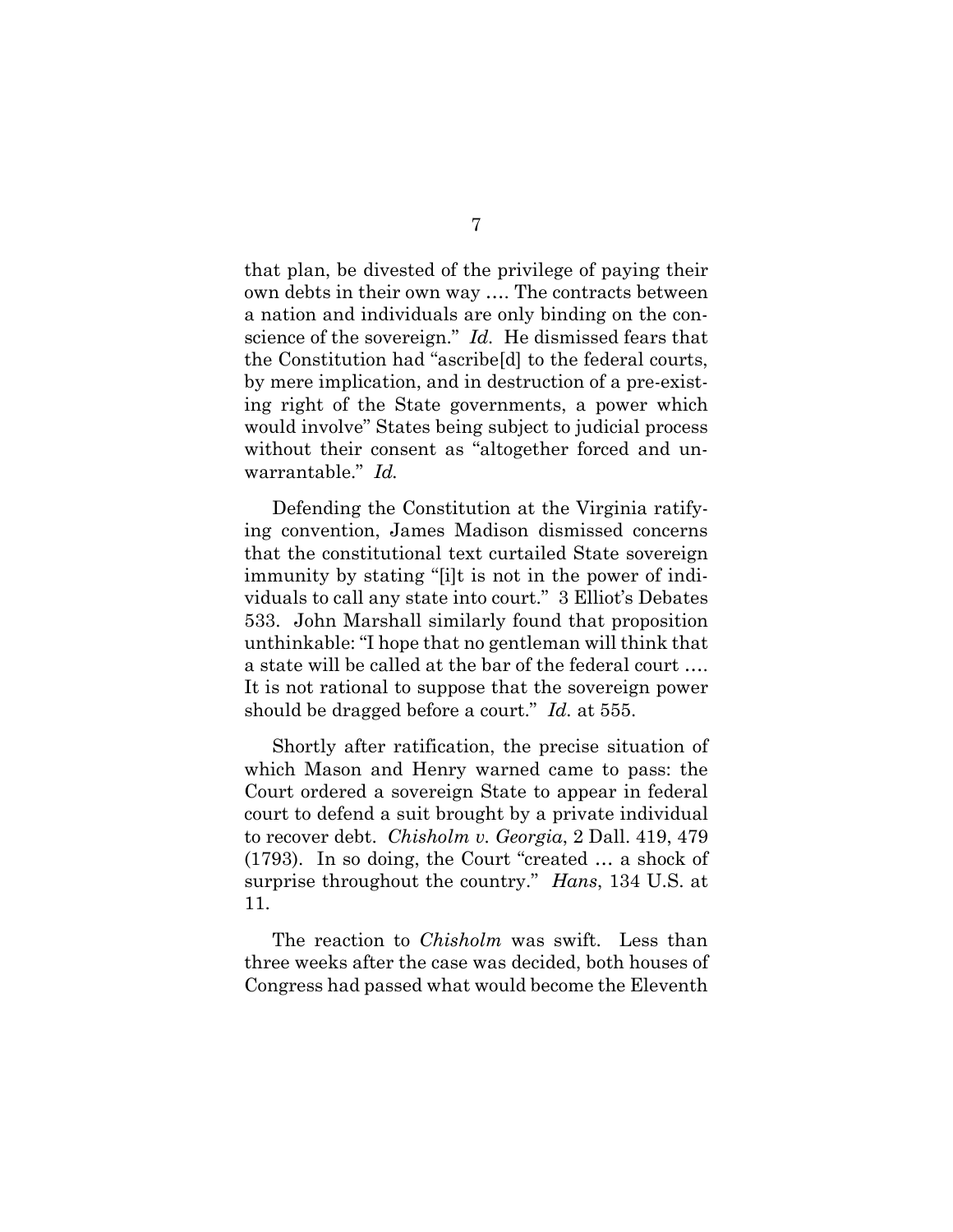that plan, be divested of the privilege of paying their own debts in their own way …. The contracts between a nation and individuals are only binding on the conscience of the sovereign." *Id.* He dismissed fears that the Constitution had "ascribe[d] to the federal courts, by mere implication, and in destruction of a pre-existing right of the State governments, a power which would involve" States being subject to judicial process without their consent as "altogether forced and unwarrantable." *Id.*

Defending the Constitution at the Virginia ratifying convention, James Madison dismissed concerns that the constitutional text curtailed State sovereign immunity by stating "[i]t is not in the power of individuals to call any state into court." 3 Elliot's Debates 533. John Marshall similarly found that proposition unthinkable: "I hope that no gentleman will think that a state will be called at the bar of the federal court …. It is not rational to suppose that the sovereign power should be dragged before a court." *Id.* at 555.

Shortly after ratification, the precise situation of which Mason and Henry warned came to pass: the Court ordered a sovereign State to appear in federal court to defend a suit brought by a private individual to recover debt. *Chisholm v. Georgia*, 2 Dall. 419, 479 (1793). In so doing, the Court "created … a shock of surprise throughout the country." *Hans*, 134 U.S. at 11.

The reaction to *Chisholm* was swift. Less than three weeks after the case was decided, both houses of Congress had passed what would become the Eleventh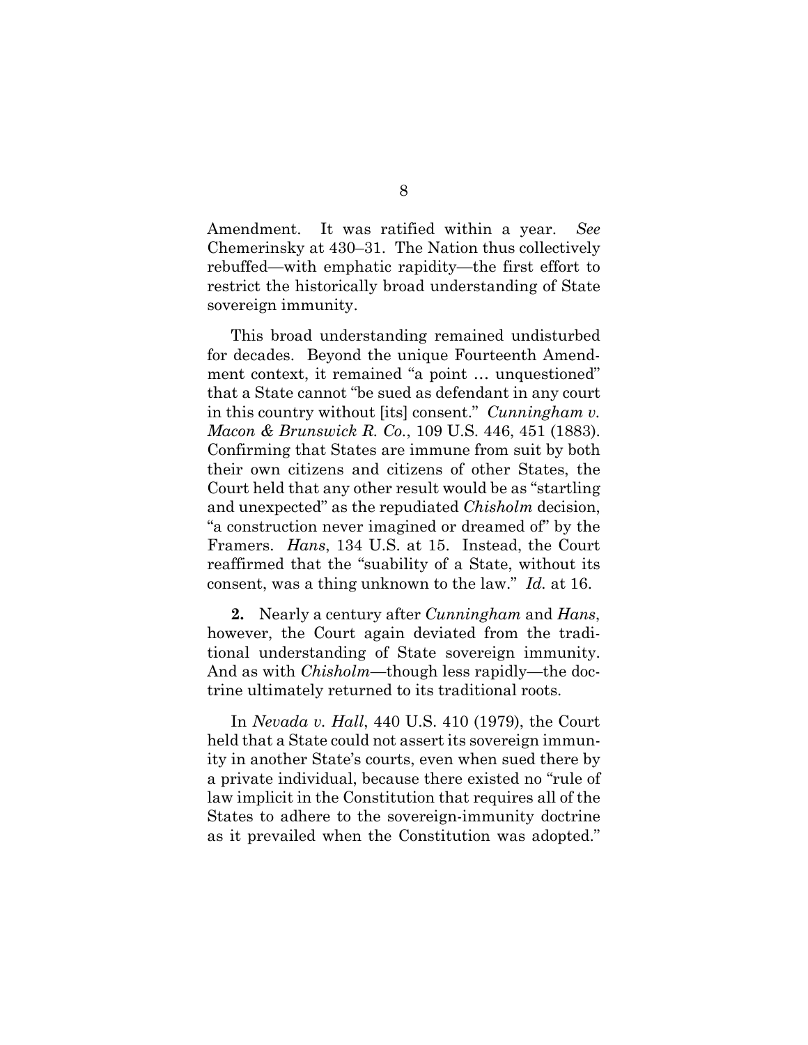Amendment. It was ratified within a year. *See* Chemerinsky at 430–31. The Nation thus collectively rebuffed—with emphatic rapidity—the first effort to restrict the historically broad understanding of State sovereign immunity.

This broad understanding remained undisturbed for decades. Beyond the unique Fourteenth Amendment context, it remained "a point … unquestioned" that a State cannot "be sued as defendant in any court in this country without [its] consent." *Cunningham v. Macon & Brunswick R. Co.*, 109 U.S. 446, 451 (1883). Confirming that States are immune from suit by both their own citizens and citizens of other States, the Court held that any other result would be as "startling and unexpected" as the repudiated *Chisholm* decision, "a construction never imagined or dreamed of" by the Framers. *Hans*, 134 U.S. at 15. Instead, the Court reaffirmed that the "suability of a State, without its consent, was a thing unknown to the law." *Id.* at 16.

**2.** Nearly a century after *Cunningham* and *Hans*, however, the Court again deviated from the traditional understanding of State sovereign immunity. And as with *Chisholm*—though less rapidly—the doctrine ultimately returned to its traditional roots.

In *Nevada v. Hall*, 440 U.S. 410 (1979), the Court held that a State could not assert its sovereign immunity in another State's courts, even when sued there by a private individual, because there existed no "rule of law implicit in the Constitution that requires all of the States to adhere to the sovereign-immunity doctrine as it prevailed when the Constitution was adopted."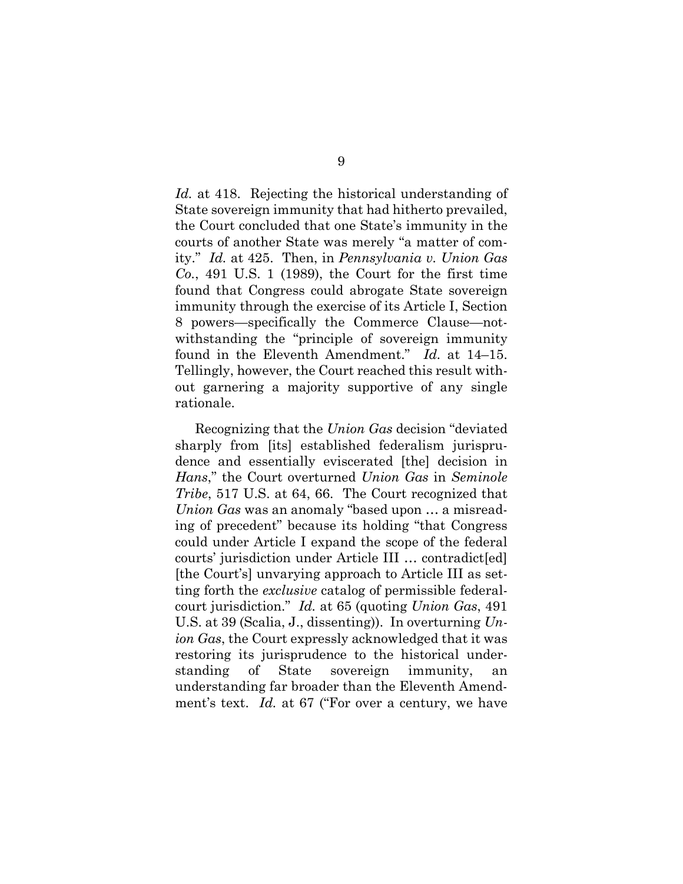*Id.* at 418. Rejecting the historical understanding of State sovereign immunity that had hitherto prevailed, the Court concluded that one State's immunity in the courts of another State was merely "a matter of comity." *Id.* at 425. Then, in *Pennsylvania v. Union Gas Co.*, 491 U.S. 1 (1989), the Court for the first time found that Congress could abrogate State sovereign immunity through the exercise of its Article I, Section 8 powers—specifically the Commerce Clause—notwithstanding the "principle of sovereign immunity found in the Eleventh Amendment." *Id.* at 14–15. Tellingly, however, the Court reached this result without garnering a majority supportive of any single rationale.

Recognizing that the *Union Gas* decision "deviated sharply from [its] established federalism jurisprudence and essentially eviscerated [the] decision in *Hans*," the Court overturned *Union Gas* in *Seminole Tribe*, 517 U.S. at 64, 66. The Court recognized that *Union Gas* was an anomaly "based upon … a misreading of precedent" because its holding "that Congress could under Article I expand the scope of the federal courts' jurisdiction under Article III … contradict[ed] [the Court's] unvarying approach to Article III as setting forth the *exclusive* catalog of permissible federal-court jurisdiction." *Id.* at 65 (quoting *Union Gas*, 491 U.S. at 39 (Scalia, J., dissenting)). In overturning *Union Gas*, the Court expressly acknowledged that it was restoring its jurisprudence to the historical understanding of State sovereign immunity, an understanding far broader than the Eleventh Amendment's text. *Id.* at 67 ("For over a century, we have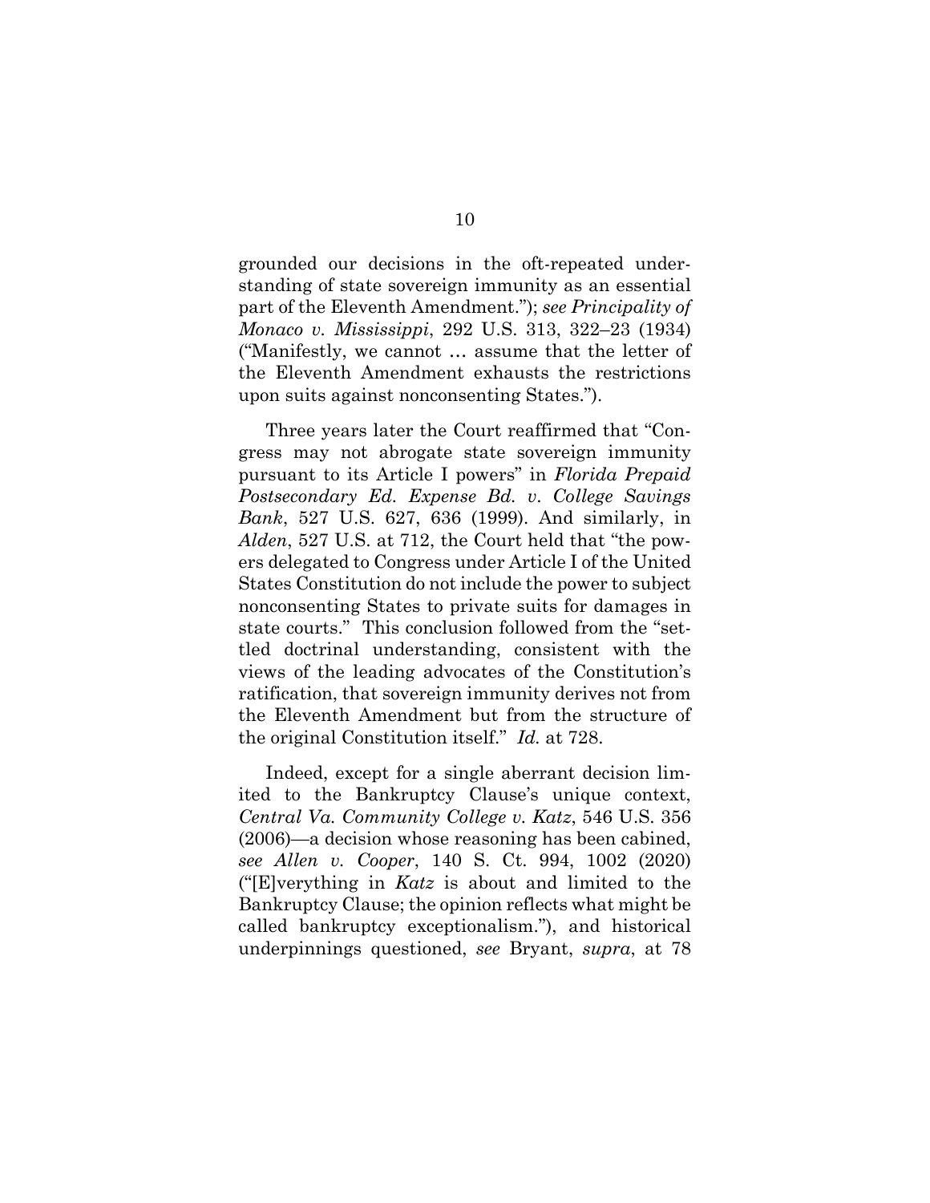grounded our decisions in the oft-repeated understanding of state sovereign immunity as an essential part of the Eleventh Amendment."); *see Principality of Monaco v. Mississippi*, 292 U.S. 313, 322–23 (1934) ("Manifestly, we cannot … assume that the letter of the Eleventh Amendment exhausts the restrictions upon suits against nonconsenting States.").

Three years later the Court reaffirmed that "Congress may not abrogate state sovereign immunity pursuant to its Article I powers" in *Florida Prepaid Postsecondary Ed. Expense Bd. v. College Savings Bank*, 527 U.S. 627, 636 (1999). And similarly, in *Alden*, 527 U.S. at 712, the Court held that "the powers delegated to Congress under Article I of the United States Constitution do not include the power to subject nonconsenting States to private suits for damages in state courts." This conclusion followed from the "settled doctrinal understanding, consistent with the views of the leading advocates of the Constitution's ratification, that sovereign immunity derives not from the Eleventh Amendment but from the structure of the original Constitution itself." *Id.* at 728.

Indeed, except for a single aberrant decision limited to the Bankruptcy Clause's unique context, *Central Va. Community College v. Katz*, 546 U.S. 356 (2006)—a decision whose reasoning has been cabined, *see Allen v. Cooper*, 140 S. Ct. 994, 1002 (2020) ("[E]verything in *Katz* is about and limited to the Bankruptcy Clause; the opinion reflects what might be called bankruptcy exceptionalism."), and historical underpinnings questioned, *see* Bryant, *supra*, at 78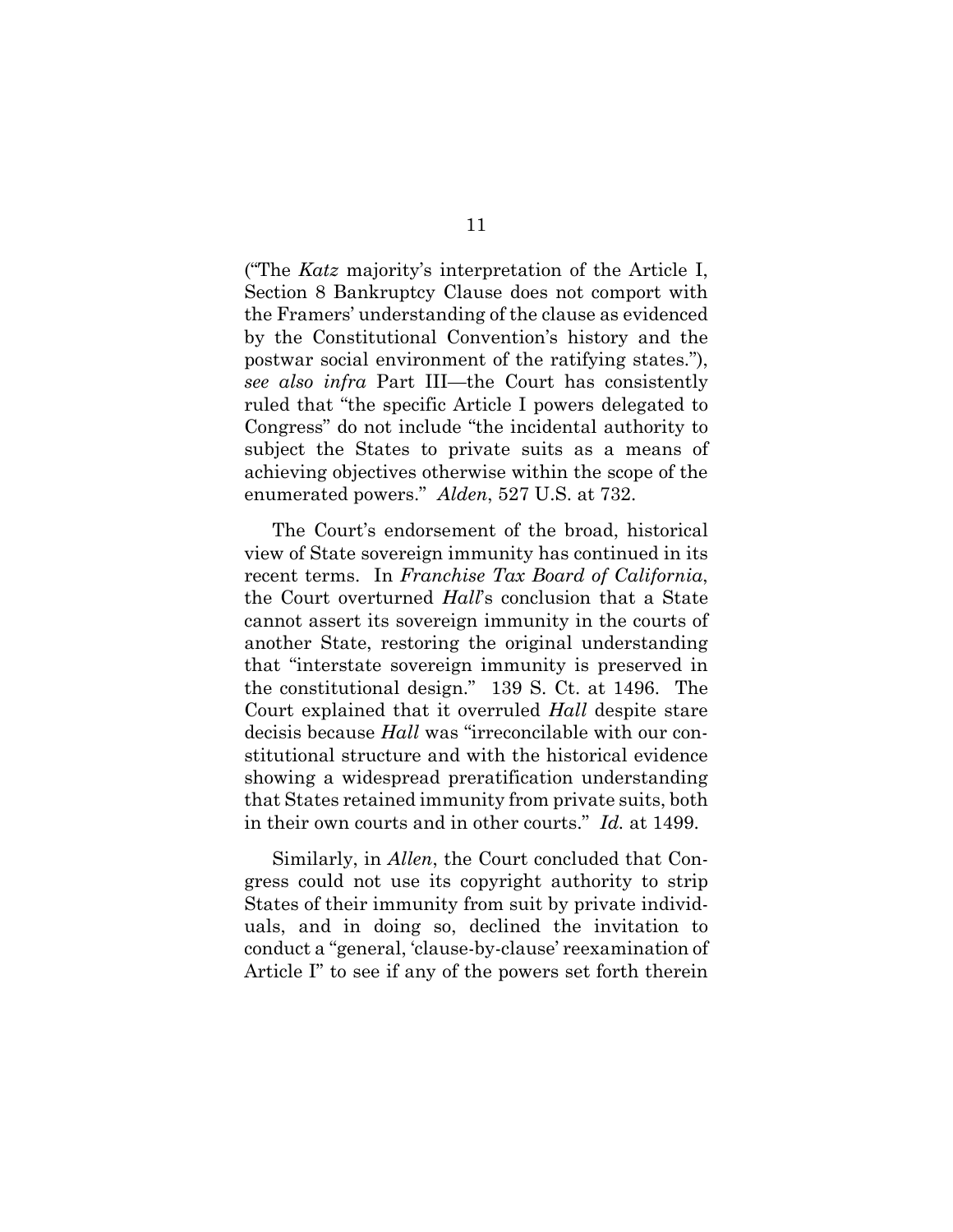("The *Katz* majority's interpretation of the Article I, Section 8 Bankruptcy Clause does not comport with the Framers' understanding of the clause as evidenced by the Constitutional Convention's history and the postwar social environment of the ratifying states."), *see also infra* Part III—the Court has consistently ruled that "the specific Article I powers delegated to Congress" do not include "the incidental authority to subject the States to private suits as a means of achieving objectives otherwise within the scope of the enumerated powers." *Alden*, 527 U.S. at 732.

The Court's endorsement of the broad, historical view of State sovereign immunity has continued in its recent terms. In *Franchise Tax Board of California*, the Court overturned *Hall*'s conclusion that a State cannot assert its sovereign immunity in the courts of another State, restoring the original understanding that "interstate sovereign immunity is preserved in the constitutional design." 139 S. Ct. at 1496. The Court explained that it overruled *Hall* despite stare decisis because *Hall* was "irreconcilable with our constitutional structure and with the historical evidence showing a widespread preratification understanding that States retained immunity from private suits, both in their own courts and in other courts." *Id.* at 1499.

Similarly, in *Allen*, the Court concluded that Congress could not use its copyright authority to strip States of their immunity from suit by private individuals, and in doing so, declined the invitation to conduct a "general, 'clause-by-clause' reexamination of Article I" to see if any of the powers set forth therein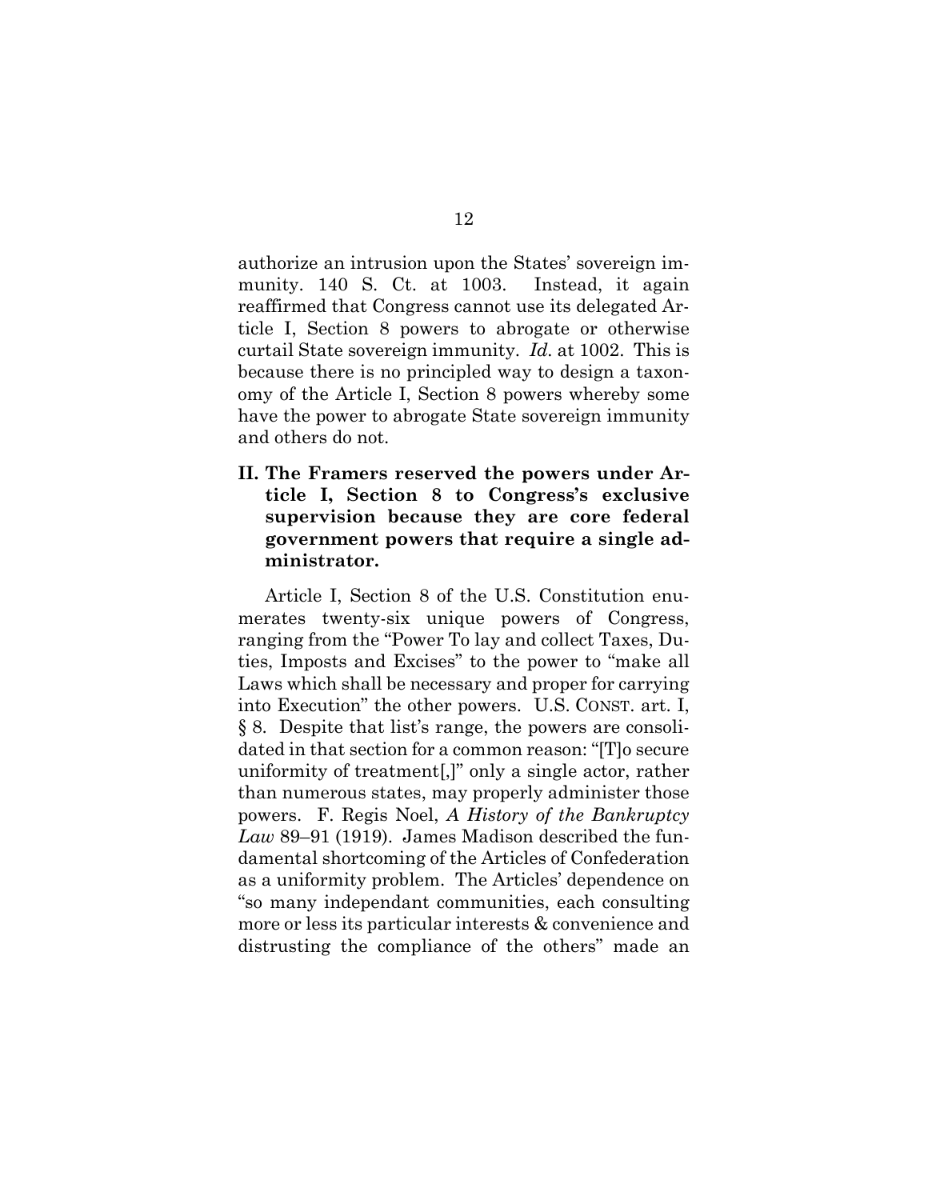authorize an intrusion upon the States' sovereign immunity. 140 S. Ct. at 1003. Instead, it again reaffirmed that Congress cannot use its delegated Article I, Section 8 powers to abrogate or otherwise curtail State sovereign immunity. *Id.* at 1002. This is because there is no principled way to design a taxonomy of the Article I, Section 8 powers whereby some have the power to abrogate State sovereign immunity and others do not.

## II. The Framers reserved the powers under Article I, Section 8 to Congress's exclusive supervision because they are core federal government powers that require a single administrator.

Article I, Section 8 of the U.S. Constitution enumerates twenty-six unique powers of Congress, ranging from the "Power To lay and collect Taxes, Duties, Imposts and Excises" to the power to "make all Laws which shall be necessary and proper for carrying into Execution" the other powers. U.S. CONST. art. I, § 8. Despite that list's range, the powers are consolidated in that section for a common reason: "[T]o secure uniformity of treatment[,]" only a single actor, rather than numerous states, may properly administer those powers. F. Regis Noel, *A History of the Bankruptcy Law* 89–91 (1919). James Madison described the fundamental shortcoming of the Articles of Confederation as a uniformity problem. The Articles' dependence on "so many independant communities, each consulting more or less its particular interests & convenience and distrusting the compliance of the others" made an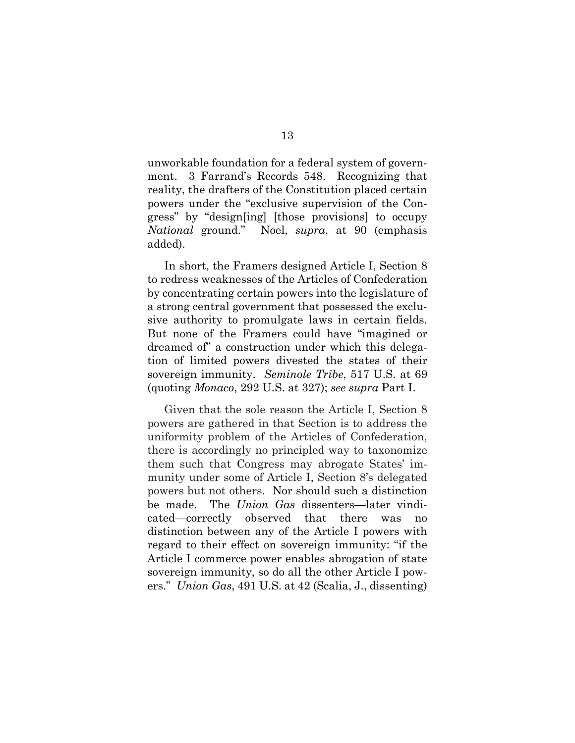unworkable foundation for a federal system of government. 3 Farrand's Records 548. Recognizing that reality, the drafters of the Constitution placed certain powers under the "exclusive supervision of the Congress" by "design[ing] [those provisions] to occupy *National* ground." Noel, *supra*, at 90 (emphasis added).

In short, the Framers designed Article I, Section 8 to redress weaknesses of the Articles of Confederation by concentrating certain powers into the legislature of a strong central government that possessed the exclusive authority to promulgate laws in certain fields. But none of the Framers could have "imagined or dreamed of" a construction under which this delegation of limited powers divested the states of their sovereign immunity. *Seminole Tribe*, 517 U.S. at 69 (quoting *Monaco*, 292 U.S. at 327); *see supra* Part I.

Given that the sole reason the Article I, Section 8 powers are gathered in that Section is to address the uniformity problem of the Articles of Confederation, there is accordingly no principled way to taxonomize them such that Congress may abrogate States' immunity under some of Article I, Section 8's delegated powers but not others. Nor should such a distinction be made. The *Union Gas* dissenters—later vindicated—correctly observed that there was no distinction between any of the Article I powers with regard to their effect on sovereign immunity: "if the Article I commerce power enables abrogation of state sovereign immunity, so do all the other Article I powers." *Union Gas*, 491 U.S. at 42 (Scalia, J., dissenting)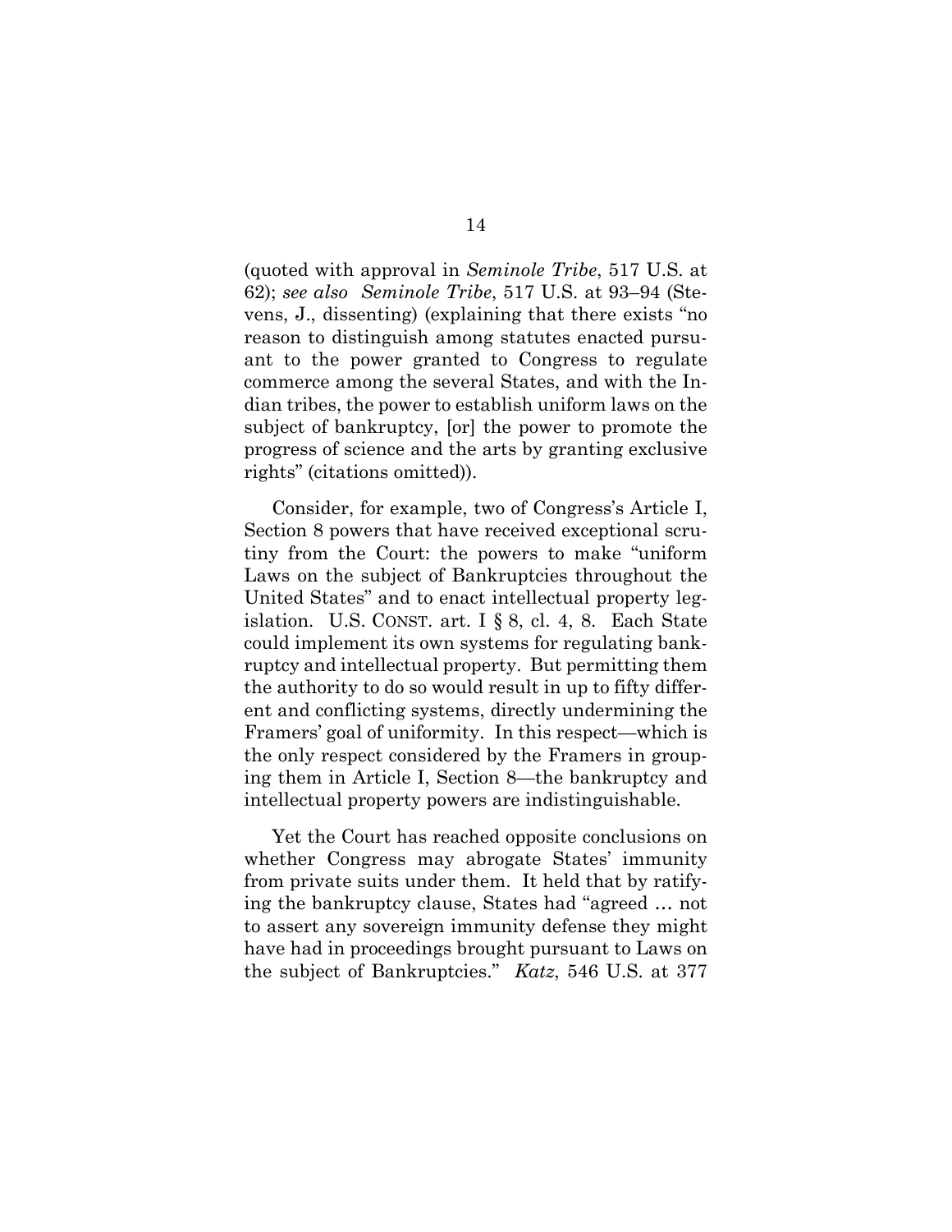(quoted with approval in *Seminole Tribe*, 517 U.S. at 62); *see also* *Seminole Tribe*, 517 U.S. at 93–94 (Stevens, J., dissenting) (explaining that there exists "no reason to distinguish among statutes enacted pursuant to the power granted to Congress to regulate commerce among the several States, and with the Indian tribes, the power to establish uniform laws on the subject of bankruptcy, [or] the power to promote the progress of science and the arts by granting exclusive rights" (citations omitted)).

Consider, for example, two of Congress's Article I, Section 8 powers that have received exceptional scrutiny from the Court: the powers to make "uniform Laws on the subject of Bankruptcies throughout the United States" and to enact intellectual property legislation. U.S. CONST. art. I § 8, cl. 4, 8. Each State could implement its own systems for regulating bankruptcy and intellectual property. But permitting them the authority to do so would result in up to fifty different and conflicting systems, directly undermining the Framers' goal of uniformity. In this respect—which is the only respect considered by the Framers in grouping them in Article I, Section 8—the bankruptcy and intellectual property powers are indistinguishable.

Yet the Court has reached opposite conclusions on whether Congress may abrogate States' immunity from private suits under them. It held that by ratifying the bankruptcy clause, States had "agreed … not to assert any sovereign immunity defense they might have had in proceedings brought pursuant to Laws on the subject of Bankruptcies." *Katz*, 546 U.S. at 377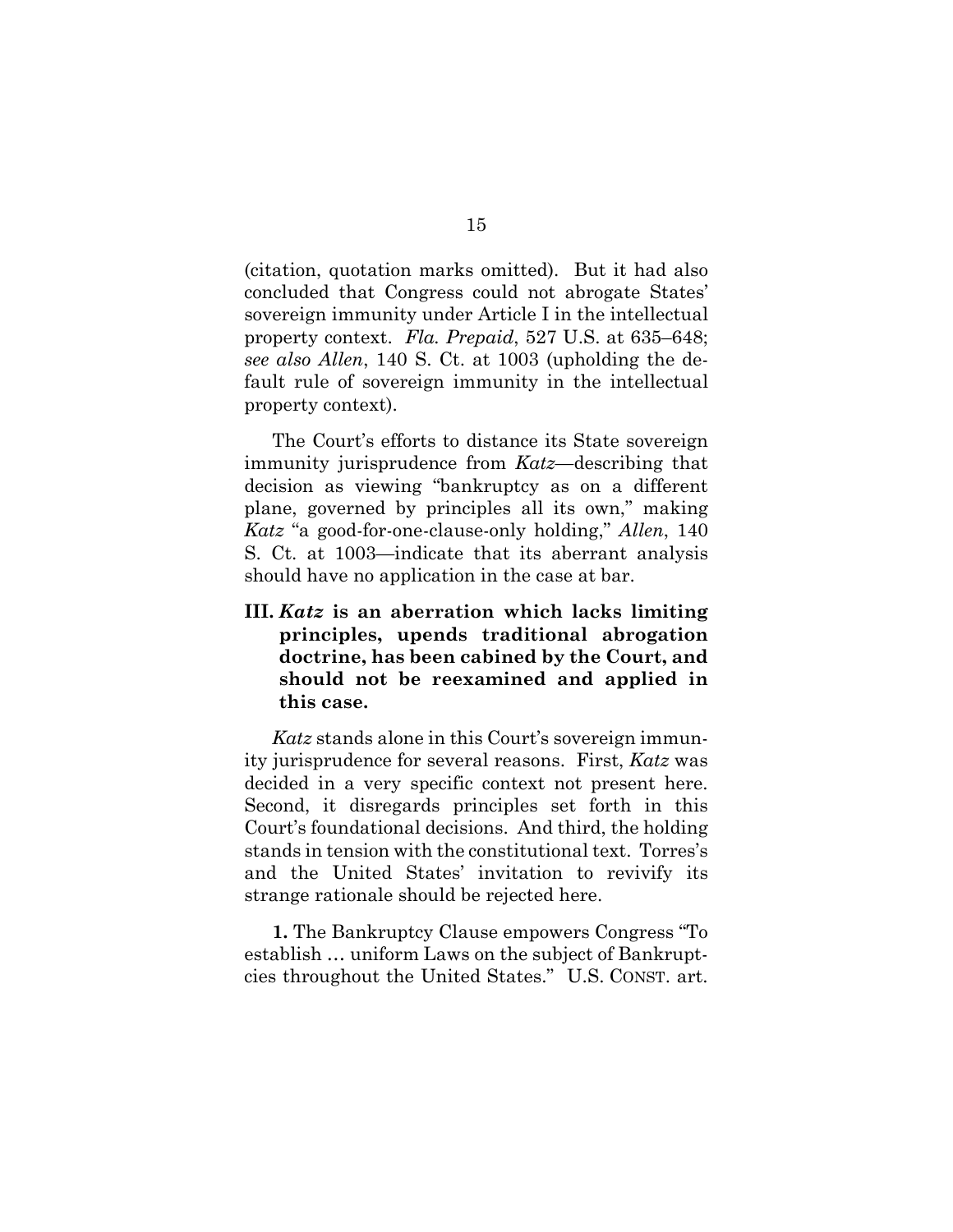(citation, quotation marks omitted). But it had also concluded that Congress could not abrogate States' sovereign immunity under Article I in the intellectual property context. *Fla. Prepaid*, 527 U.S. at 635–648; *see also Allen*, 140 S. Ct. at 1003 (upholding the default rule of sovereign immunity in the intellectual property context).

The Court's efforts to distance its State sovereign immunity jurisprudence from *Katz*—describing that decision as viewing "bankruptcy as on a different plane, governed by principles all its own," making *Katz* "a good-for-one-clause-only holding," *Allen*, 140 S. Ct. at 1003—indicate that its aberrant analysis should have no application in the case at bar.

## III. *Katz* is an aberration which lacks limiting principles, upends traditional abrogation doctrine, has been cabined by the Court, and should not be reexamined and applied in this case.

*Katz* stands alone in this Court's sovereign immunity jurisprudence for several reasons. First, *Katz* was decided in a very specific context not present here. Second, it disregards principles set forth in this Court's foundational decisions. And third, the holding stands in tension with the constitutional text. Torres's and the United States' invitation to revivify its strange rationale should be rejected here.

**1.** The Bankruptcy Clause empowers Congress "To establish … uniform Laws on the subject of Bankruptcies throughout the United States." U.S. CONST. art.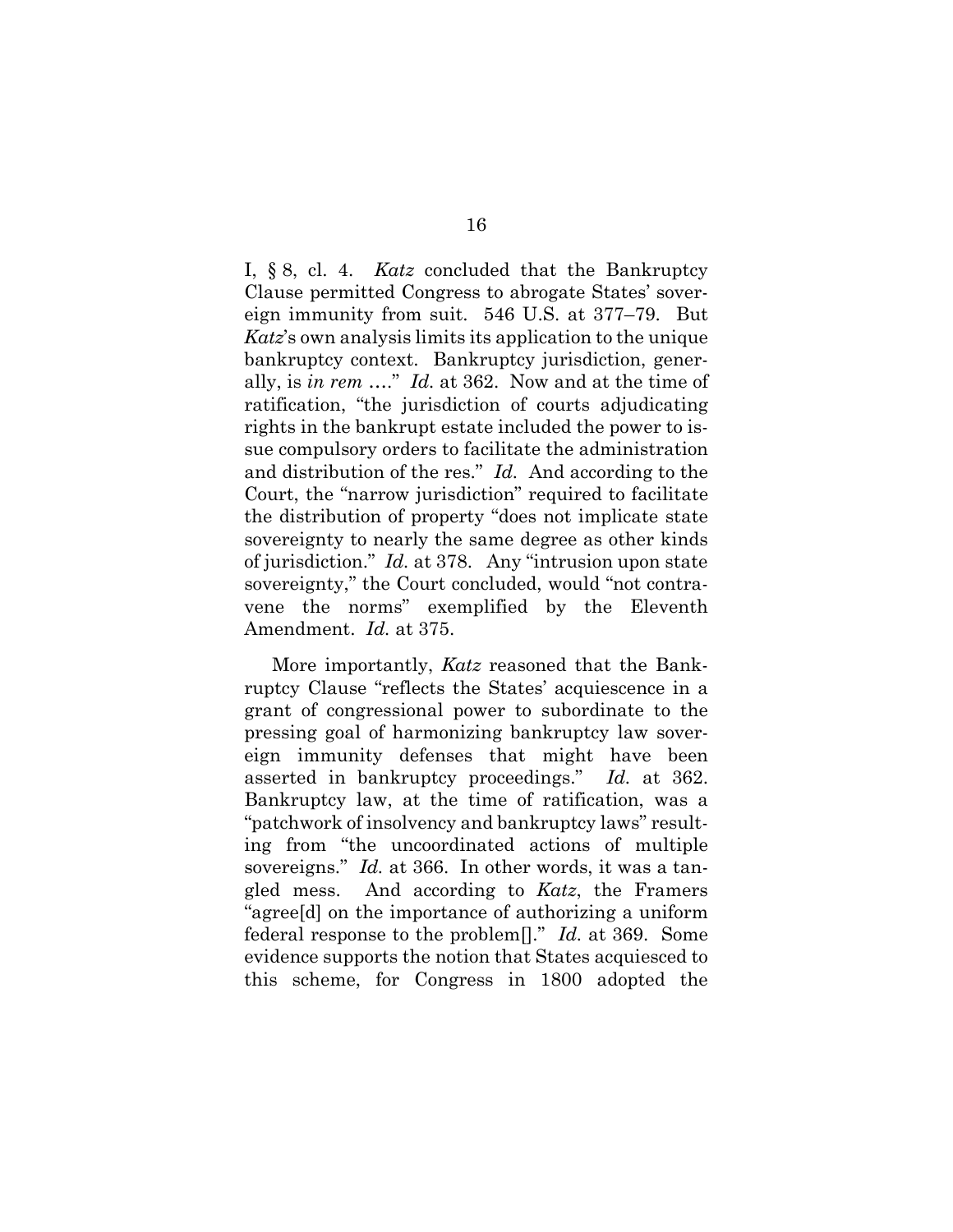I, § 8, cl. 4. *Katz* concluded that the Bankruptcy Clause permitted Congress to abrogate States' sovereign immunity from suit. 546 U.S. at 377–79. But *Katz*'s own analysis limits its application to the unique bankruptcy context. Bankruptcy jurisdiction, generally, is *in rem* …." *Id.* at 362. Now and at the time of ratification, "the jurisdiction of courts adjudicating rights in the bankrupt estate included the power to issue compulsory orders to facilitate the administration and distribution of the res." *Id.* And according to the Court, the "narrow jurisdiction" required to facilitate the distribution of property "does not implicate state sovereignty to nearly the same degree as other kinds of jurisdiction." *Id.* at 378. Any "intrusion upon state sovereignty," the Court concluded, would "not contravene the norms" exemplified by the Eleventh Amendment. *Id.* at 375.

More importantly, *Katz* reasoned that the Bankruptcy Clause "reflects the States' acquiescence in a grant of congressional power to subordinate to the pressing goal of harmonizing bankruptcy law sovereign immunity defenses that might have been asserted in bankruptcy proceedings." *Id.* at 362. Bankruptcy law, at the time of ratification, was a "patchwork of insolvency and bankruptcy laws" resulting from "the uncoordinated actions of multiple sovereigns." *Id.* at 366. In other words, it was a tangled mess. And according to *Katz*, the Framers "agree[d] on the importance of authorizing a uniform federal response to the problem[]." *Id.* at 369. Some evidence supports the notion that States acquiesced to this scheme, for Congress in 1800 adopted the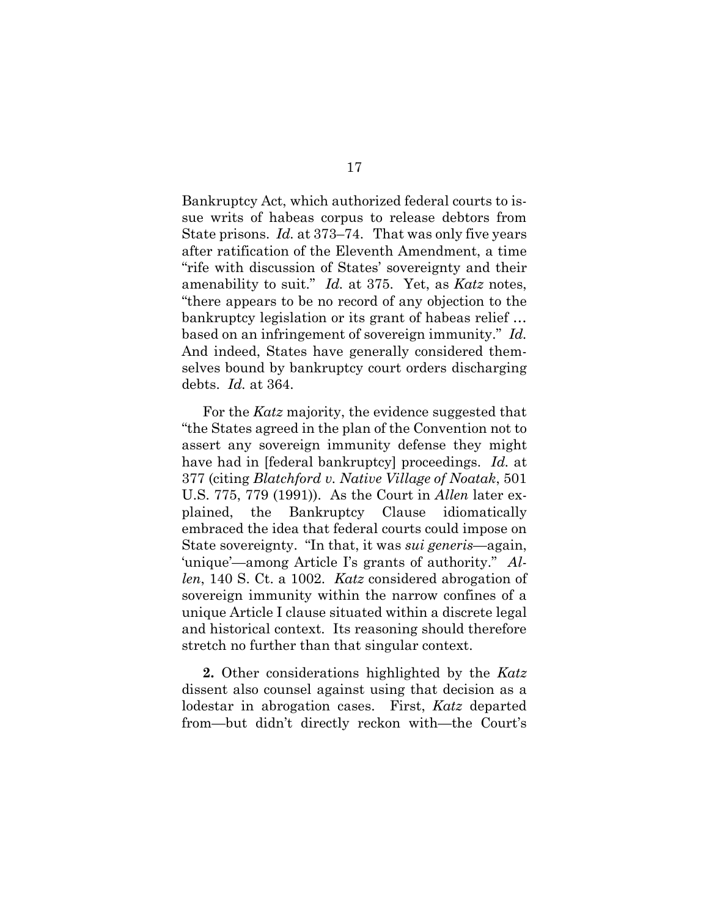Bankruptcy Act, which authorized federal courts to issue writs of habeas corpus to release debtors from State prisons. *Id.* at 373–74. That was only five years after ratification of the Eleventh Amendment, a time "rife with discussion of States' sovereignty and their amenability to suit." *Id.* at 375. Yet, as *Katz* notes, "there appears to be no record of any objection to the bankruptcy legislation or its grant of habeas relief … based on an infringement of sovereign immunity." *Id.* And indeed, States have generally considered themselves bound by bankruptcy court orders discharging debts. *Id.* at 364.

For the *Katz* majority, the evidence suggested that "the States agreed in the plan of the Convention not to assert any sovereign immunity defense they might have had in [federal bankruptcy] proceedings. *Id.* at 377 (citing *Blatchford v. Native Village of Noatak*, 501 U.S. 775, 779 (1991)). As the Court in *Allen* later explained, the Bankruptcy Clause idiomatically embraced the idea that federal courts could impose on State sovereignty. "In that, it was *sui generis*—again, 'unique'—among Article I's grants of authority." *Allen*, 140 S. Ct. a 1002. *Katz* considered abrogation of sovereign immunity within the narrow confines of a unique Article I clause situated within a discrete legal and historical context. Its reasoning should therefore stretch no further than that singular context.

**2.** Other considerations highlighted by the *Katz* dissent also counsel against using that decision as a lodestar in abrogation cases. First, *Katz* departed from—but didn't directly reckon with—the Court's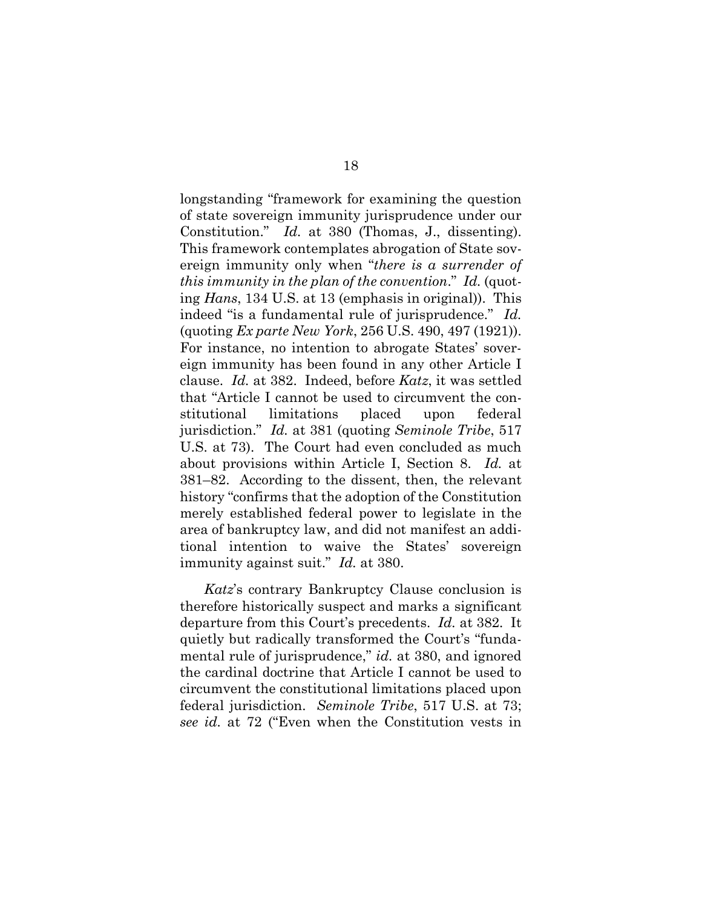longstanding "framework for examining the question of state sovereign immunity jurisprudence under our Constitution." *Id.* at 380 (Thomas, J., dissenting). This framework contemplates abrogation of State sovereign immunity only when "*there is a surrender of this immunity in the plan of the convention*." *Id.* (quoting *Hans*, 134 U.S. at 13 (emphasis in original)). This indeed "is a fundamental rule of jurisprudence." *Id.* (quoting *Ex parte New York*, 256 U.S. 490, 497 (1921)). For instance, no intention to abrogate States' sovereign immunity has been found in any other Article I clause. *Id.* at 382. Indeed, before *Katz*, it was settled that "Article I cannot be used to circumvent the constitutional limitations placed upon federal jurisdiction." *Id.* at 381 (quoting *Seminole Tribe*, 517 U.S. at 73). The Court had even concluded as much about provisions within Article I, Section 8. *Id.* at 381–82. According to the dissent, then, the relevant history "confirms that the adoption of the Constitution merely established federal power to legislate in the area of bankruptcy law, and did not manifest an additional intention to waive the States' sovereign immunity against suit." *Id.* at 380.

*Katz*'s contrary Bankruptcy Clause conclusion is therefore historically suspect and marks a significant departure from this Court's precedents. *Id.* at 382. It quietly but radically transformed the Court's "fundamental rule of jurisprudence," *id.* at 380, and ignored the cardinal doctrine that Article I cannot be used to circumvent the constitutional limitations placed upon federal jurisdiction. *Seminole Tribe*, 517 U.S. at 73; *see id.* at 72 ("Even when the Constitution vests in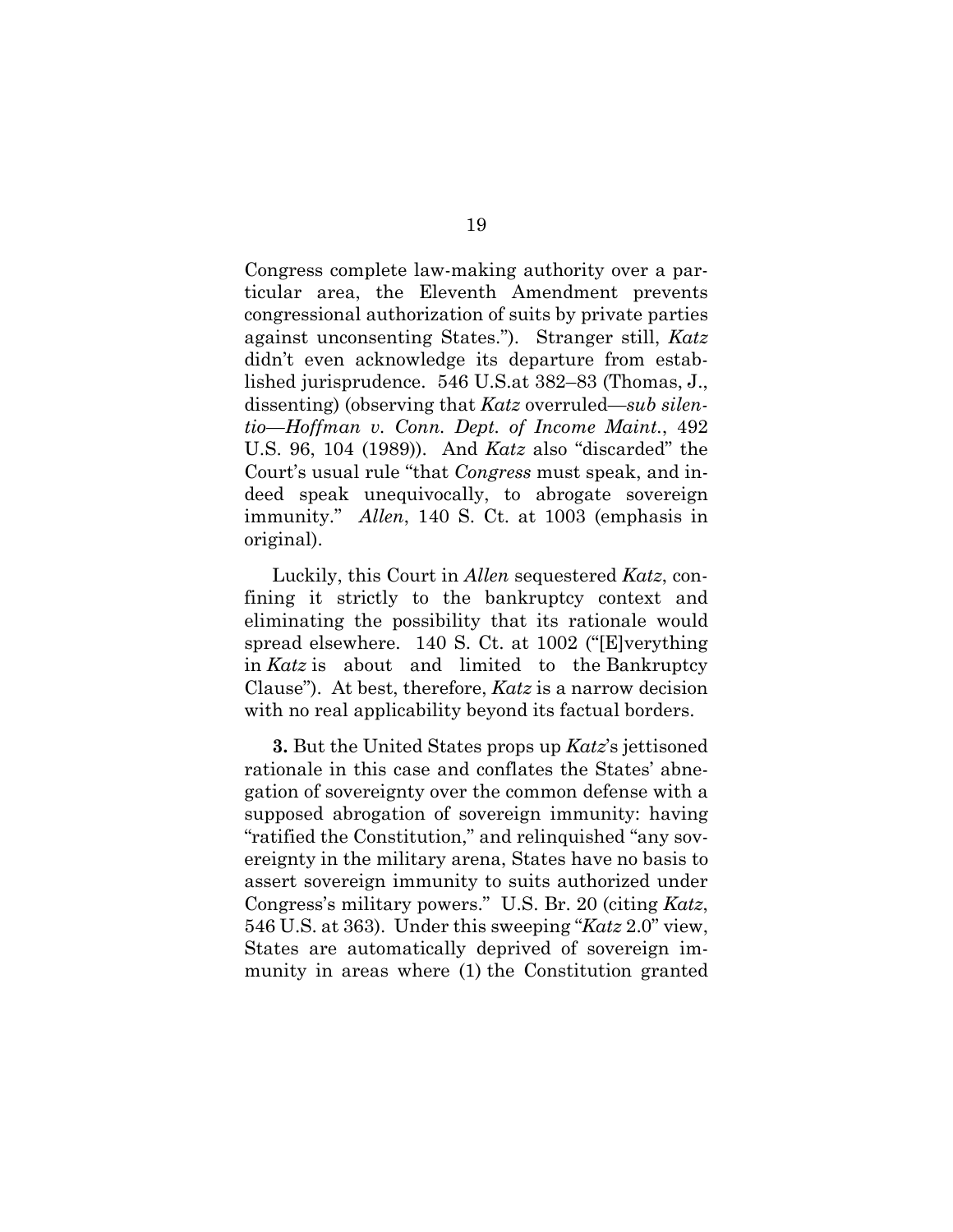Congress complete law-making authority over a particular area, the Eleventh Amendment prevents congressional authorization of suits by private parties against unconsenting States."). Stranger still, *Katz* didn't even acknowledge its departure from established jurisprudence. 546 U.S.at 382–83 (Thomas, J., dissenting) (observing that *Katz* overruled—*sub silentio*—*Hoffman v. Conn. Dept. of Income Maint.*, 492 U.S. 96, 104 (1989)). And *Katz* also "discarded" the Court's usual rule "that *Congress* must speak, and indeed speak unequivocally, to abrogate sovereign immunity." *Allen*, 140 S. Ct. at 1003 (emphasis in original).

Luckily, this Court in *Allen* sequestered *Katz*, confining it strictly to the bankruptcy context and eliminating the possibility that its rationale would spread elsewhere. 140 S. Ct. at 1002 ("[E]verything in *Katz* is about and limited to the Bankruptcy Clause"). At best, therefore, *Katz* is a narrow decision with no real applicability beyond its factual borders.

**3.** But the United States props up *Katz*'s jettisoned rationale in this case and conflates the States' abnegation of sovereignty over the common defense with a supposed abrogation of sovereign immunity: having "ratified the Constitution," and relinquished "any sovereignty in the military arena, States have no basis to assert sovereign immunity to suits authorized under Congress's military powers." U.S. Br. 20 (citing *Katz*, 546 U.S. at 363). Under this sweeping "*Katz* 2.0" view, States are automatically deprived of sovereign immunity in areas where (1) the Constitution granted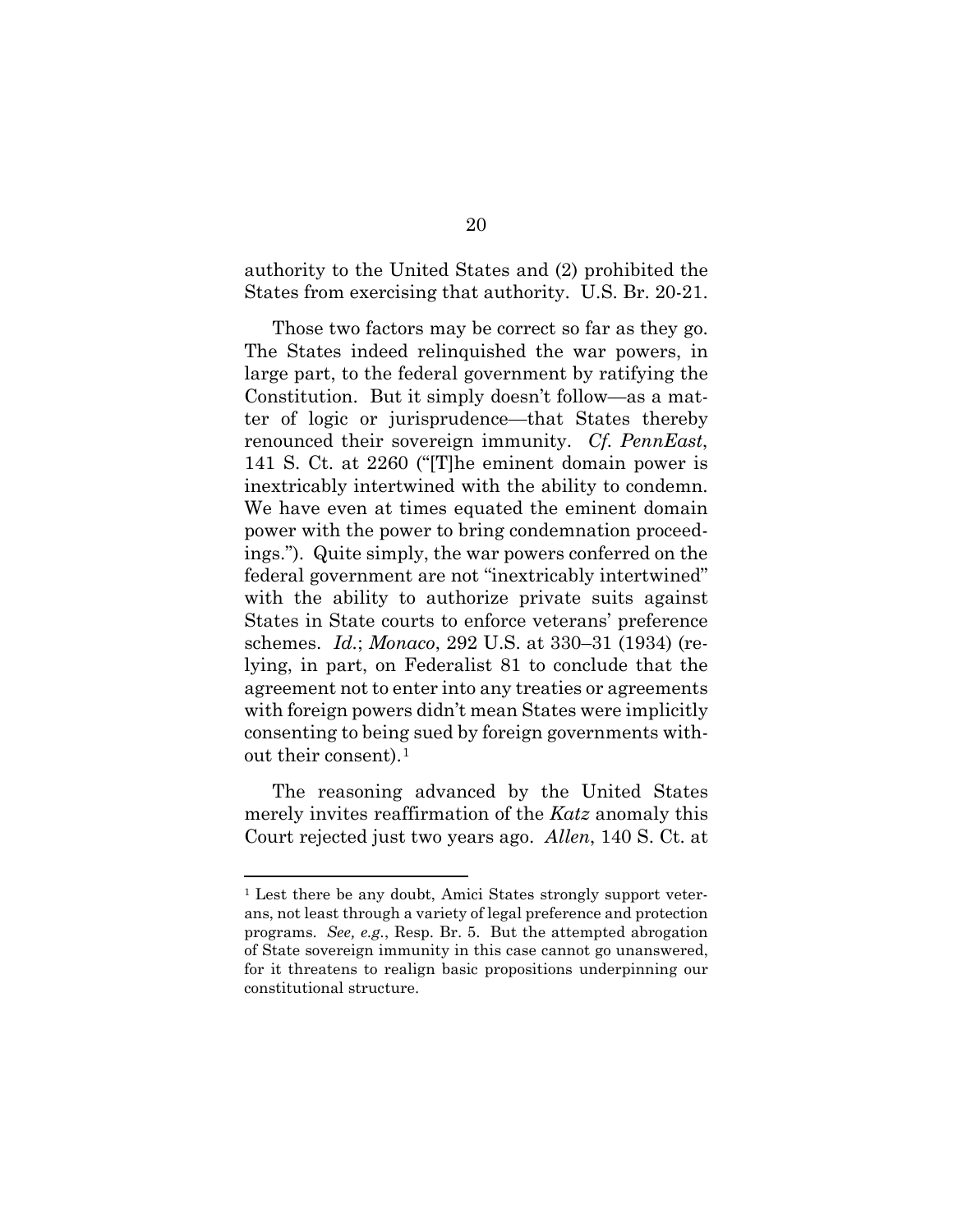authority to the United States and (2) prohibited the States from exercising that authority. U.S. Br. 20-21.

Those two factors may be correct so far as they go. The States indeed relinquished the war powers, in large part, to the federal government by ratifying the Constitution. But it simply doesn't follow—as a matter of logic or jurisprudence—that States thereby renounced their sovereign immunity. *Cf. PennEast*, 141 S. Ct. at 2260 ("[T]he eminent domain power is inextricably intertwined with the ability to condemn. We have even at times equated the eminent domain power with the power to bring condemnation proceedings."). Quite simply, the war powers conferred on the federal government are not "inextricably intertwined" with the ability to authorize private suits against States in State courts to enforce veterans' preference schemes. *Id.*; *Monaco*, 292 U.S. at 330–31 (1934) (relying, in part, on Federalist 81 to conclude that the agreement not to enter into any treaties or agreements with foreign powers didn't mean States were implicitly consenting to being sued by foreign governments without their consent).[1]

The reasoning advanced by the United States merely invites reaffirmation of the *Katz* anomaly this Court rejected just two years ago. *Allen*, 140 S. Ct. at

[1] Lest there be any doubt, Amici States strongly support veterans, not least through a variety of legal preference and protection programs. *See, e.g.*, Resp. Br. 5. But the attempted abrogation of State sovereign immunity in this case cannot go unanswered, for it threatens to realign basic propositions underpinning our constitutional structure.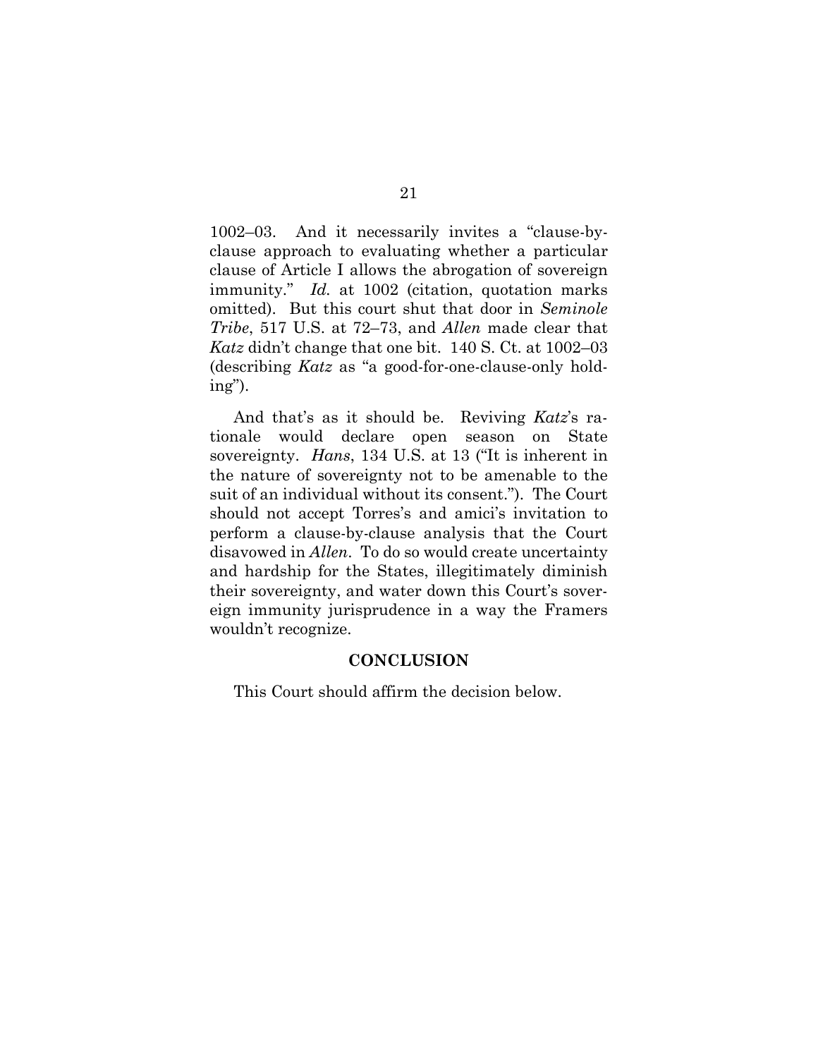1002–03. And it necessarily invites a "clause-by-clause approach to evaluating whether a particular clause of Article I allows the abrogation of sovereign immunity." *Id.* at 1002 (citation, quotation marks omitted). But this court shut that door in *Seminole Tribe*, 517 U.S. at 72–73, and *Allen* made clear that *Katz* didn't change that one bit. 140 S. Ct. at 1002–03 (describing *Katz* as "a good-for-one-clause-only holding").

And that's as it should be. Reviving *Katz*'s rationale would declare open season on State sovereignty. *Hans*, 134 U.S. at 13 ("It is inherent in the nature of sovereignty not to be amenable to the suit of an individual without its consent."). The Court should not accept Torres's and amici's invitation to perform a clause-by-clause analysis that the Court disavowed in *Allen*. To do so would create uncertainty and hardship for the States, illegitimately diminish their sovereignty, and water down this Court's sovereign immunity jurisprudence in a way the Framers wouldn't recognize.

## CONCLUSION

This Court should affirm the decision below.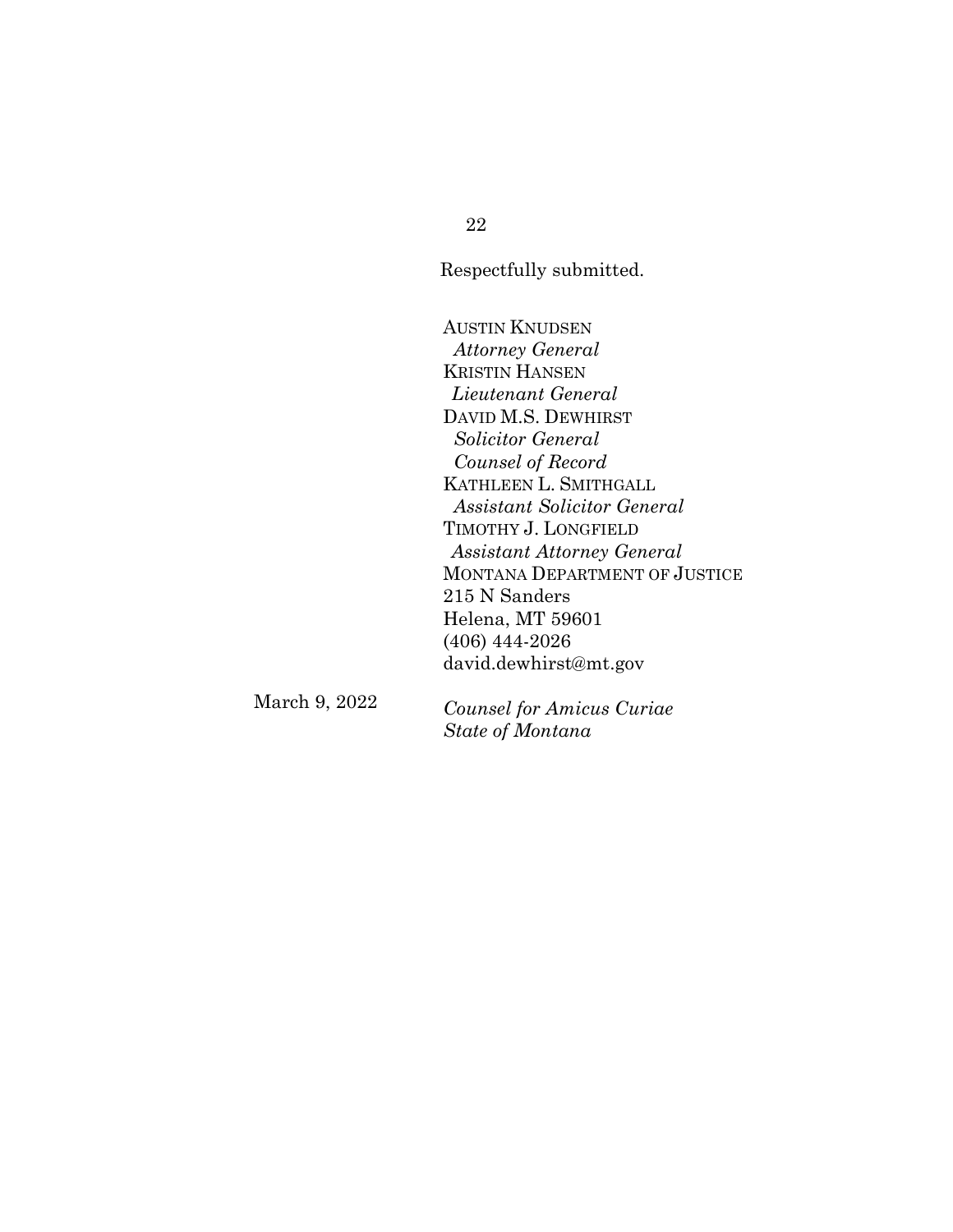Respectfully submitted.

AUSTIN KNUDSEN  
*Attorney General*  
KRISTIN HANSEN  
*Lieutenant General*  
DAVID M.S. DEWHIRST  
*Solicitor General*  
*Counsel of Record*  
KATHLEEN L. SMITHGALL  
*Assistant Solicitor General*  
TIMOTHY J. LONGFIELD  
*Assistant Attorney General*  
MONTANA DEPARTMENT OF JUSTICE  
215 N Sanders  
Helena, MT 59601  
(406) 444-2026  
david.dewhirst@mt.gov

March 9, 2022

*Counsel for Amicus Curiae*  
*State of Montana*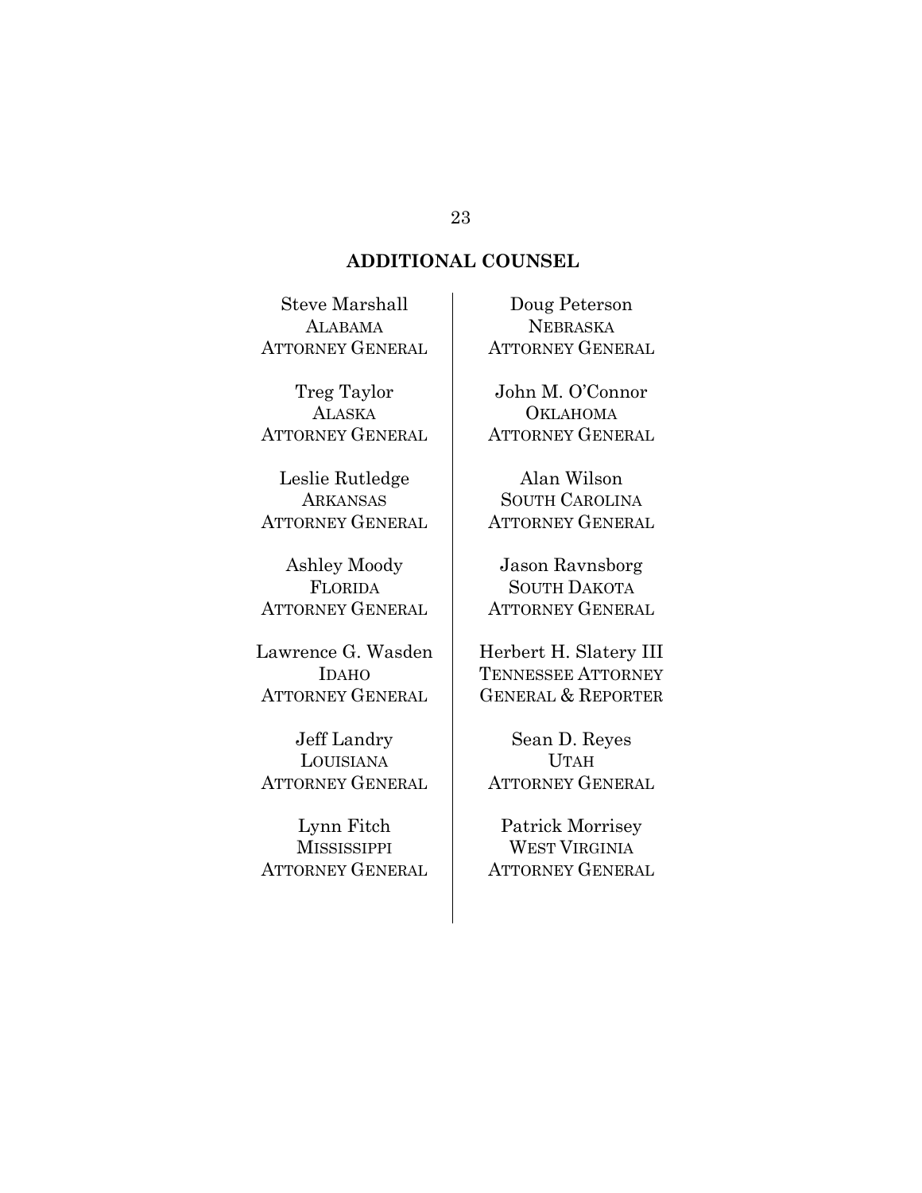## ADDITIONAL COUNSEL

Steve Marshall
ALABAMA
ATTORNEY GENERAL

Treg Taylor
ALASKA
ATTORNEY GENERAL

Leslie Rutledge
ARKANSAS
ATTORNEY GENERAL

Ashley Moody
FLORIDA
ATTORNEY GENERAL

Lawrence G. Wasden
IDAHO
ATTORNEY GENERAL

Jeff Landry
LOUISIANA
ATTORNEY GENERAL

Lynn Fitch
MISSISSIPPI
ATTORNEY GENERAL

Doug Peterson
NEBRASKA
ATTORNEY GENERAL

John M. O'Connor
OKLAHOMA
ATTORNEY GENERAL

Alan Wilson
SOUTH CAROLINA
ATTORNEY GENERAL

Jason Ravnsborg
SOUTH DAKOTA
ATTORNEY GENERAL

Herbert H. Slatery III
TENNESSEE ATTORNEY
GENERAL & REPORTER

Sean D. Reyes
UTAH
ATTORNEY GENERAL

Patrick Morrisey
WEST VIRGINIA
ATTORNEY GENERAL